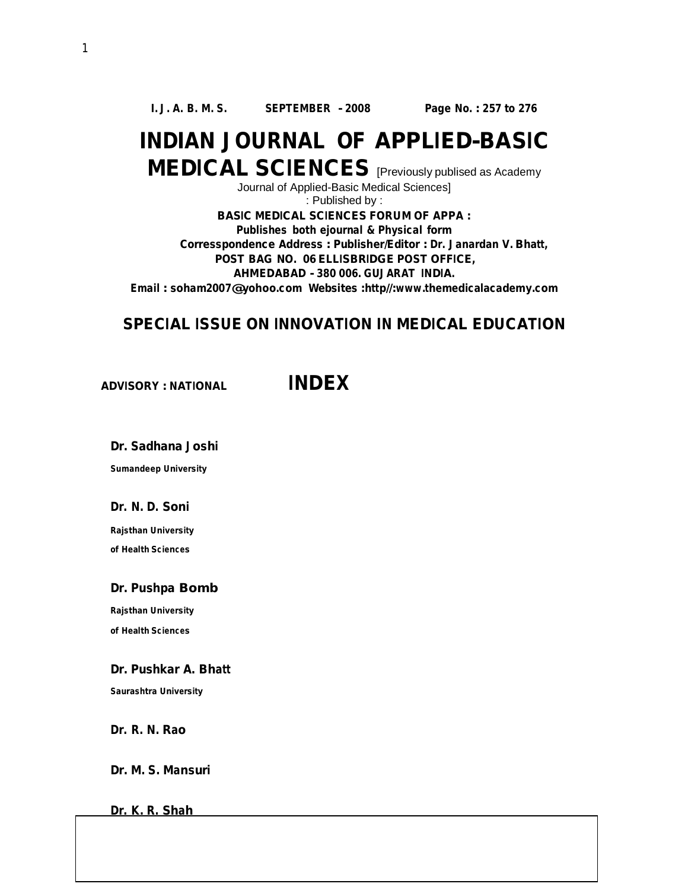**I. J. A. B. M. S.** **SEPTEMBER – 2008** **Page No. : 257 to 276**

# INDIAN JOURNAL OF APPLIED-BASIC MEDICAL SCIENCES

[Previously publised as Academy Journal of Applied-Basic Medical Sciences]

: Published by :

**BASIC MEDICAL SCIENCES FORUM OF APPA :**

**Publishes both ejournal & Physical form**

**Corresspondence Address : Publisher/Editor : Dr. Janardan V. Bhatt,**

**POST BAG NO. 06 ELLISBRIDGE POST OFFICE,**

**AHMEDABAD – 380 006. GUJARAT INDIA.**

**Email : soham2007@yohoo.com Websites :http//:www.themedicalacademy.com**

## SPECIAL ISSUE ON INNOVATION IN MEDICAL EDUCATION

**ADVISORY : NATIONAL**

## INDEX

**Dr. Sadhana Joshi**

**Sumandeep University**

**Dr. N. D. Soni**

**Rajsthan University**

**of Health Sciences**

**Dr. Pushpa Bomb**

**Rajsthan University**

**of Health Sciences**

**Dr. Pushkar A. Bhatt**

**Saurashtra University**

**Dr. R. N. Rao**

**Dr. M. S. Mansuri**

**Dr. K. R. Shah**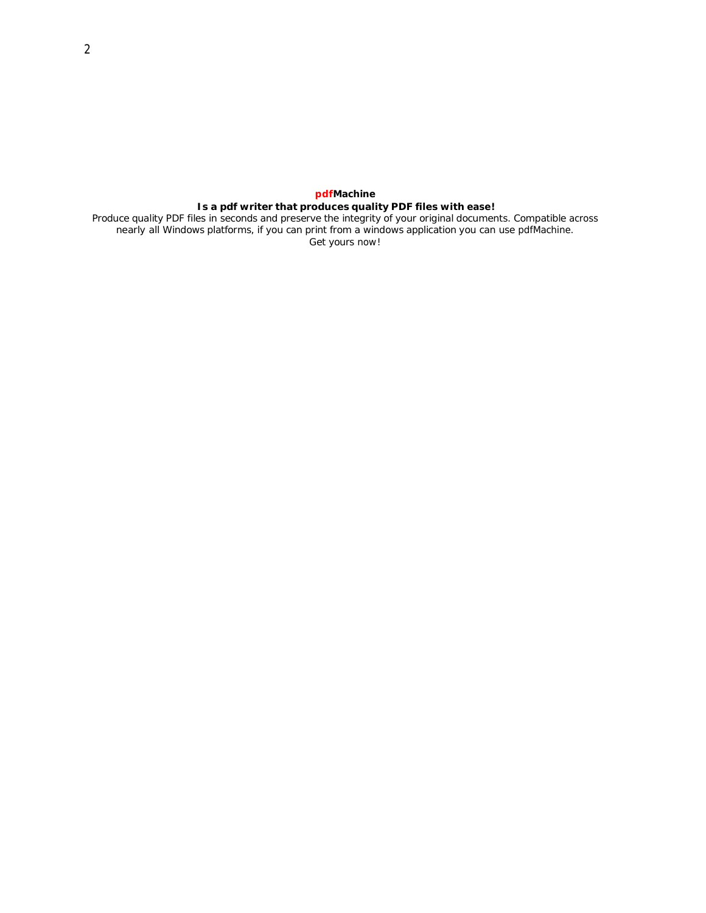**pdfMachine**

**Is a pdf writer that produces quality PDF files with ease!**

Produce quality PDF files in seconds and preserve the integrity of your original documents. Compatible across nearly all Windows platforms, if you can print from a windows application you can use pdfMachine.

Get yours now!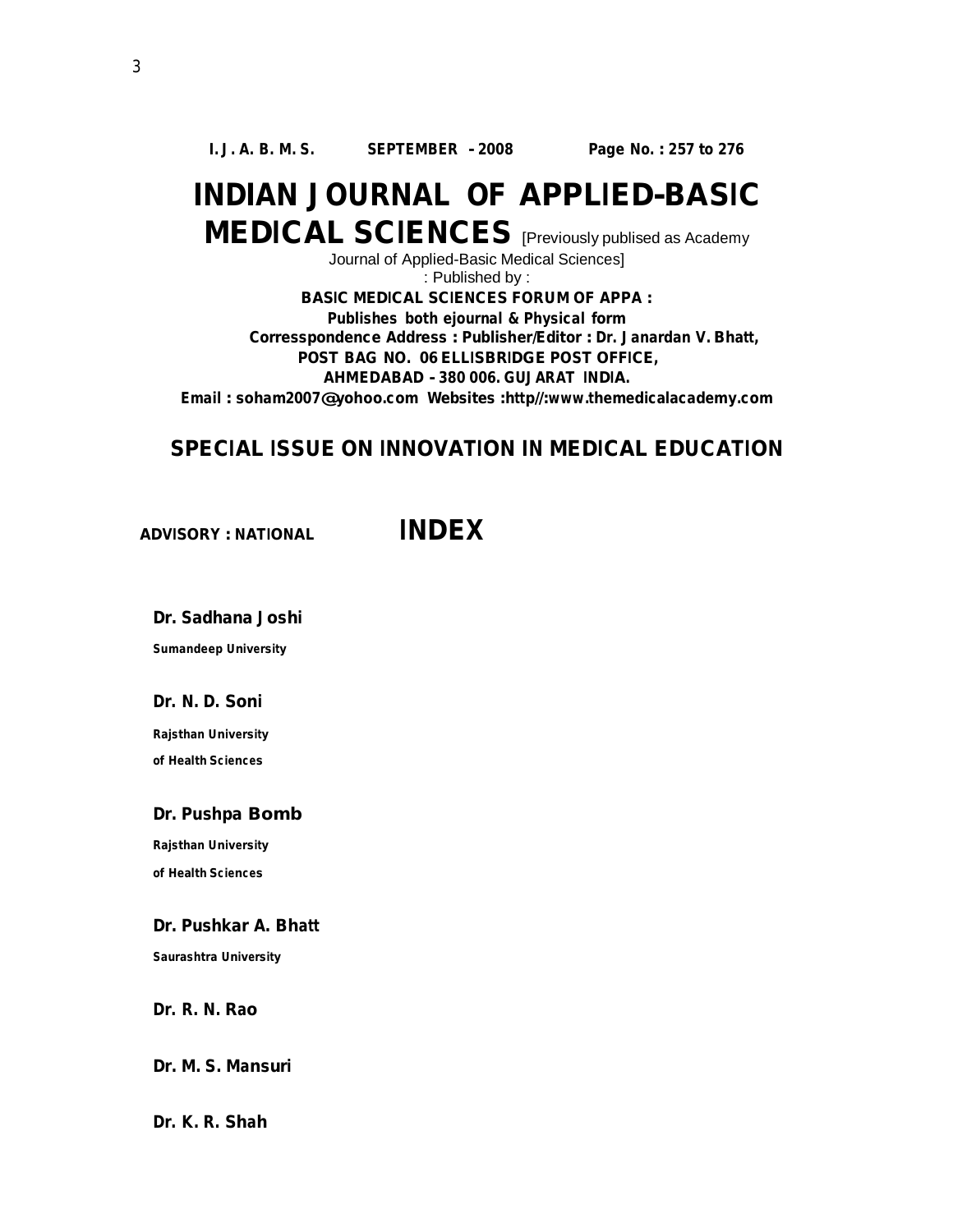# INDIAN JOURNAL OF APPLIED-BASIC MEDICAL SCIENCES

[Previously publised as Academy Journal of Applied-Basic Medical Sciences]

: Published by :

**BASIC MEDICAL SCIENCES FORUM OF APPA :**

**Publishes both ejournal & Physical form**

**Corresspondence Address : Publisher/Editor : Dr. Janardan V. Bhatt,**

**POST BAG NO. 06 ELLISBRIDGE POST OFFICE,**

**AHMEDABAD – 380 006. GUJARAT INDIA.**

**Email : soham2007@yohoo.com Websites :http//:www.themedicalacademy.com**

## SPECIAL ISSUE ON INNOVATION IN MEDICAL EDUCATION

**ADVISORY : NATIONAL**

## INDEX

**Dr. Sadhana Joshi**

**Sumandeep University**

**Dr. N. D. Soni**

**Rajsthan University of Health Sciences**

**Dr. Pushpa Bomb**

**Rajsthan University of Health Sciences**

**Dr. Pushkar A. Bhatt**

**Saurashtra University**

**Dr. R. N. Rao**

**Dr. M. S. Mansuri**

**Dr. K. R. Shah**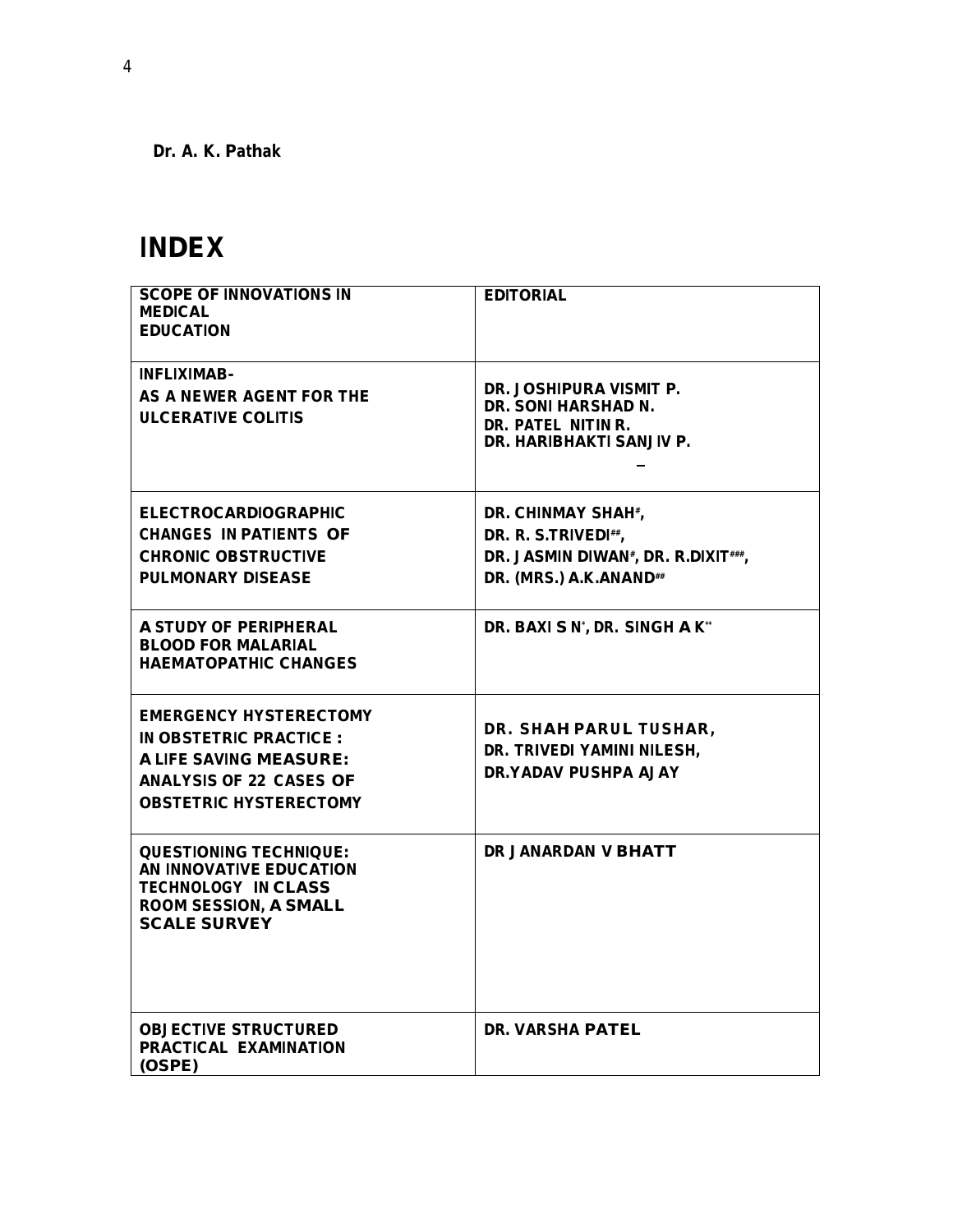**Dr. A. K. Pathak**

# INDEX

| | |
|---|---|
| SCOPE OF INNOVATIONS IN MEDICAL EDUCATION | EDITORIAL |
| INFLIXIMAB- AS A NEWER AGENT FOR THE ULCERATIVE COLITIS | DR. JOSHIPURA VISMIT P. DR. SONI HARSHAD N. DR. PATEL NITIN R. DR. HARIBHAKTI SANJIV P. |
| ELECTROCARDIOGRAPHIC CHANGES IN PATIENTS OF CHRONIC OBSTRUCTIVE PULMONARY DISEASE | DR. CHINMAY SHAH[#], DR. R. S.TRIVEDI[##], DR. JASMIN DIWAN[#], DR. R.DIXIT[###], DR. (MRS.) A.K.ANAND[##] |
| A STUDY OF PERIPHERAL BLOOD FOR MALARIAL HAEMATOPATHIC CHANGES | DR. BAXI S N[*], DR. SINGH A K[**] |
| EMERGENCY HYSTERECTOMY IN OBSTETRIC PRACTICE : A LIFE SAVING MEASURE: ANALYSIS OF 22 CASES OF OBSTETRIC HYSTERECTOMY | DR. SHAH PARUL TUSHAR, DR. TRIVEDI YAMINI NILESH, DR.YADAV PUSHPA AJAY |
| QUESTIONING TECHNIQUE: AN INNOVATIVE EDUCATION TECHNOLOGY IN CLASS ROOM SESSION, A SMALL SCALE SURVEY | DR JANARDAN V BHATT |
| OBJECTIVE STRUCTURED PRACTICAL EXAMINATION (OSPE) | DR. VARSHA PATEL |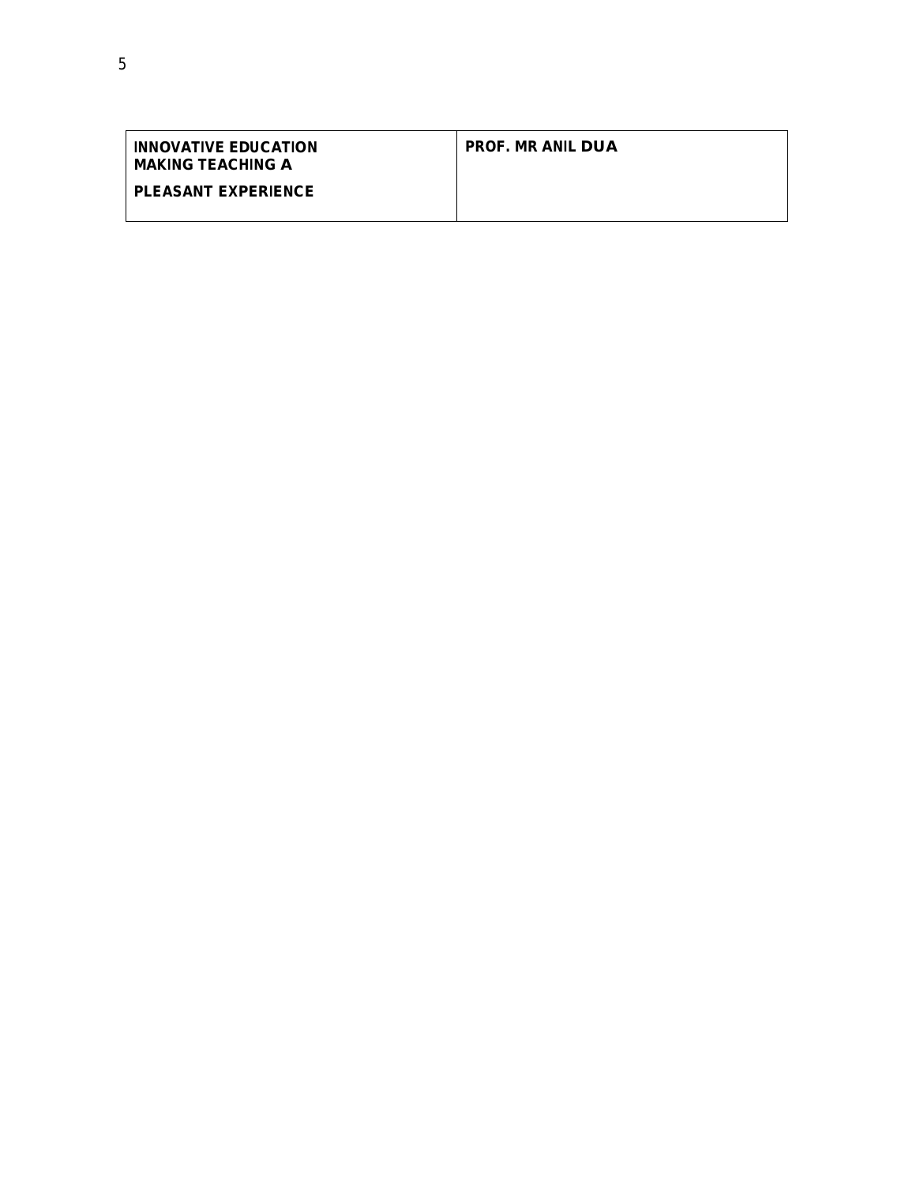| **INNOVATIVE EDUCATION MAKING TEACHING A PLEASANT EXPERIENCE** | **PROF. MR ANIL DUA** |
|---|---|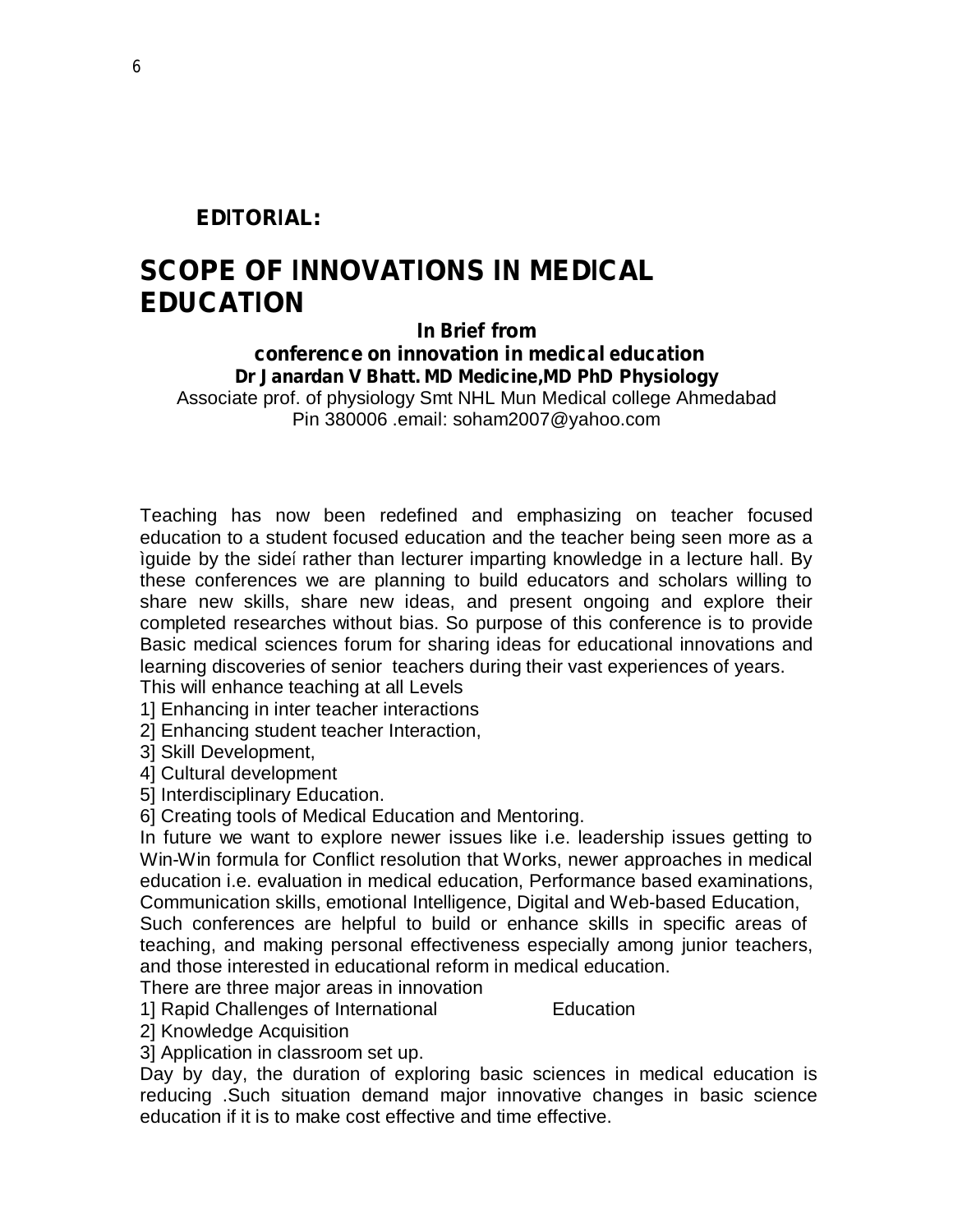**EDITORIAL:**

# SCOPE OF INNOVATIONS IN MEDICAL EDUCATION

**In Brief from**

**conference on innovation in medical education**

**Dr Janardan V Bhatt. MD Medicine,MD PhD Physiology**

Associate prof. of physiology Smt NHL Mun Medical college Ahmedabad Pin 380006 .email: soham2007@yahoo.com

Teaching has now been redefined and emphasizing on teacher focused education to a student focused education and the teacher being seen more as a ìguide by the sideí rather than lecturer imparting knowledge in a lecture hall. By these conferences we are planning to build educators and scholars willing to share new skills, share new ideas, and present ongoing and explore their completed researches without bias. So purpose of this conference is to provide Basic medical sciences forum for sharing ideas for educational innovations and learning discoveries of senior teachers during their vast experiences of years.

This will enhance teaching at all Levels

1] Enhancing in inter teacher interactions

2] Enhancing student teacher Interaction,

3] Skill Development,

4] Cultural development

5] Interdisciplinary Education.

6] Creating tools of Medical Education and Mentoring.

In future we want to explore newer issues like i.e. leadership issues getting to Win-Win formula for Conflict resolution that Works, newer approaches in medical education i.e. evaluation in medical education, Performance based examinations, Communication skills, emotional Intelligence, Digital and Web-based Education,

Such conferences are helpful to build or enhance skills in specific areas of teaching, and making personal effectiveness especially among junior teachers, and those interested in educational reform in medical education.

There are three major areas in innovation

1] Rapid Challenges of International Education

2] Knowledge Acquisition

3] Application in classroom set up.

Day by day, the duration of exploring basic sciences in medical education is reducing .Such situation demand major innovative changes in basic science education if it is to make cost effective and time effective.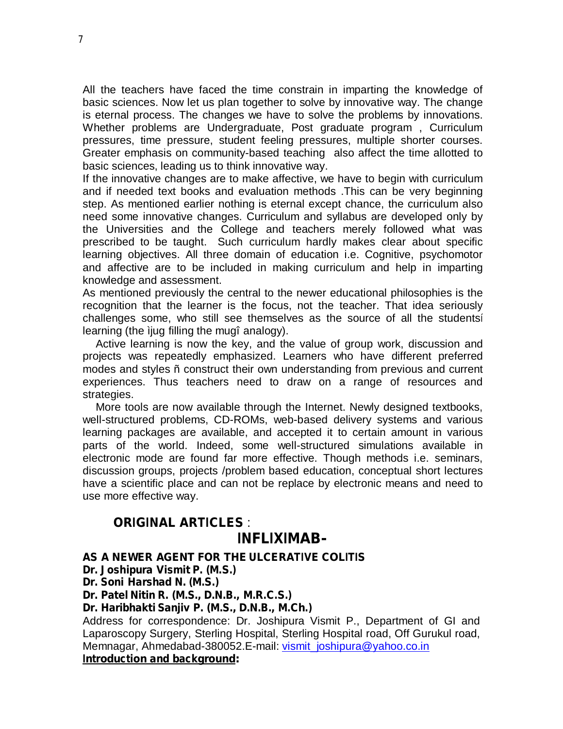All the teachers have faced the time constrain in imparting the knowledge of basic sciences. Now let us plan together to solve by innovative way. The change is eternal process. The changes we have to solve the problems by innovations. Whether problems are Undergraduate, Post graduate program , Curriculum pressures, time pressure, student feeling pressures, multiple shorter courses. Greater emphasis on community-based teaching also affect the time allotted to basic sciences, leading us to think innovative way.

If the innovative changes are to make affective, we have to begin with curriculum and if needed text books and evaluation methods .This can be very beginning step. As mentioned earlier nothing is eternal except chance, the curriculum also need some innovative changes. Curriculum and syllabus are developed only by the Universities and the College and teachers merely followed what was prescribed to be taught. Such curriculum hardly makes clear about specific learning objectives. All three domain of education i.e. Cognitive, psychomotor and affective are to be included in making curriculum and help in imparting knowledge and assessment.

As mentioned previously the central to the newer educational philosophies is the recognition that the learner is the focus, not the teacher. That idea seriously challenges some, who still see themselves as the source of all the studentsí learning (the ìjug filling the mugî analogy).

Active learning is now the key, and the value of group work, discussion and projects was repeatedly emphasized. Learners who have different preferred modes and styles ñ construct their own understanding from previous and current experiences. Thus teachers need to draw on a range of resources and strategies.

More tools are now available through the Internet. Newly designed textbooks, well-structured problems, CD-ROMs, web-based delivery systems and various learning packages are available, and accepted it to certain amount in various parts of the world. Indeed, some well-structured simulations available in electronic mode are found far more effective. Though methods i.e. seminars, discussion groups, projects /problem based education, conceptual short lectures have a scientific place and can not be replace by electronic means and need to use more effective way.

## ORIGINAL ARTICLES :

# INFLIXIMAB-

### AS A NEWER AGENT FOR THE ULCERATIVE COLITIS

**Dr. Joshipura Vismit P. (M.S.)**
**Dr. Soni Harshad N. (M.S.)**
**Dr. Patel Nitin R. (M.S., D.N.B., M.R.C.S.)**
**Dr. Haribhakti Sanjiv P. (M.S., D.N.B., M.Ch.)**

Address for correspondence: Dr. Joshipura Vismit P., Department of GI and Laparoscopy Surgery, Sterling Hospital, Sterling Hospital road, Off Gurukul road, Memnagar, Ahmedabad-380052.E-mail: vismit_joshipura@yahoo.co.in

**Introduction and background:**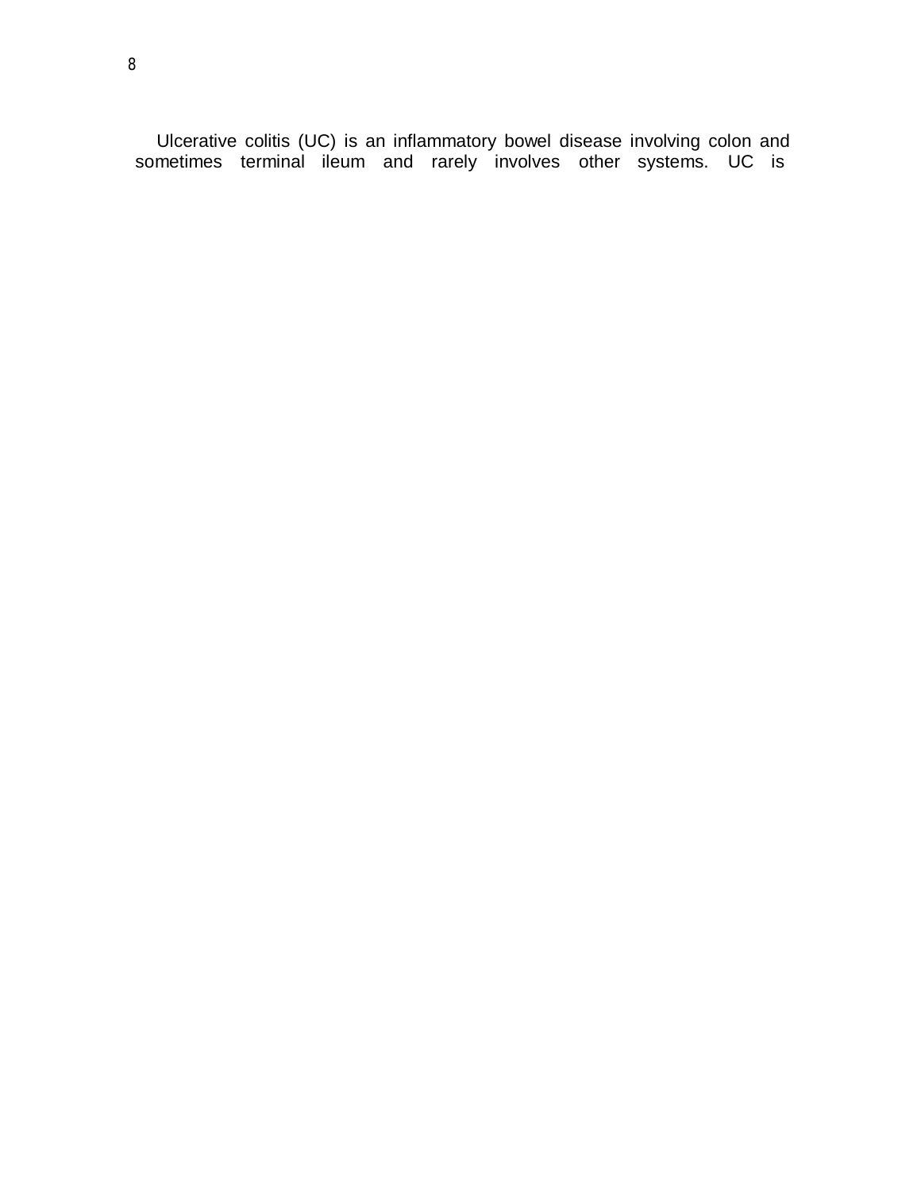Ulcerative colitis (UC) is an inflammatory bowel disease involving colon and sometimes terminal ileum and rarely involves other systems. UC is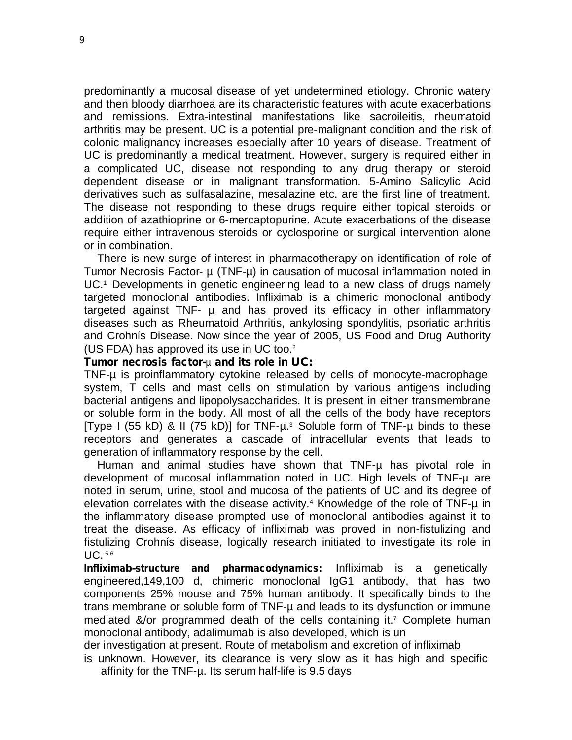predominantly a mucosal disease of yet undetermined etiology. Chronic watery and then bloody diarrhoea are its characteristic features with acute exacerbations and remissions. Extra-intestinal manifestations like sacroileitis, rheumatoid arthritis may be present. UC is a potential pre-malignant condition and the risk of colonic malignancy increases especially after 10 years of disease. Treatment of UC is predominantly a medical treatment. However, surgery is required either in a complicated UC, disease not responding to any drug therapy or steroid dependent disease or in malignant transformation. 5-Amino Salicylic Acid derivatives such as sulfasalazine, mesalazine etc. are the first line of treatment. The disease not responding to these drugs require either topical steroids or addition of azathioprine or 6-mercaptopurine. Acute exacerbations of the disease require either intravenous steroids or cyclosporine or surgical intervention alone or in combination.

There is new surge of interest in pharmacotherapy on identification of role of Tumor Necrosis Factor- µ (TNF-µ) in causation of mucosal inflammation noted in UC.[1] Developments in genetic engineering lead to a new class of drugs namely targeted monoclonal antibodies. Infliximab is a chimeric monoclonal antibody targeted against TNF- µ and has proved its efficacy in other inflammatory diseases such as Rheumatoid Arthritis, ankylosing spondylitis, psoriatic arthritis and Crohnís Disease. Now since the year of 2005, US Food and Drug Authority (US FDA) has approved its use in UC too.[2]

**Tumor necrosis factor-µ and its role in UC:**

TNF-µ is proinflammatory cytokine released by cells of monocyte-macrophage system, T cells and mast cells on stimulation by various antigens including bacterial antigens and lipopolysaccharides. It is present in either transmembrane or soluble form in the body. All most of all the cells of the body have receptors [Type I (55 kD) & II (75 kD)] for TNF-µ.[3] Soluble form of TNF-µ binds to these receptors and generates a cascade of intracellular events that leads to generation of inflammatory response by the cell.

Human and animal studies have shown that TNF-µ has pivotal role in development of mucosal inflammation noted in UC. High levels of TNF-µ are noted in serum, urine, stool and mucosa of the patients of UC and its degree of elevation correlates with the disease activity.[4] Knowledge of the role of TNF-µ in the inflammatory disease prompted use of monoclonal antibodies against it to treat the disease. As efficacy of infliximab was proved in non-fistulizing and fistulizing Crohnís disease, logically research initiated to investigate its role in UC.[5,6]

**Infliximab-structure and pharmacodynamics:** Infliximab is a genetically engineered,149,100 d, chimeric monoclonal IgG1 antibody, that has two components 25% mouse and 75% human antibody. It specifically binds to the trans membrane or soluble form of TNF-µ and leads to its dysfunction or immune mediated &/or programmed death of the cells containing it.[7] Complete human monoclonal antibody, adalimumab is also developed, which is under investigation at present. Route of metabolism and excretion of infliximab is unknown. However, its clearance is very slow as it has high and specific affinity for the TNF-µ. Its serum half-life is 9.5 days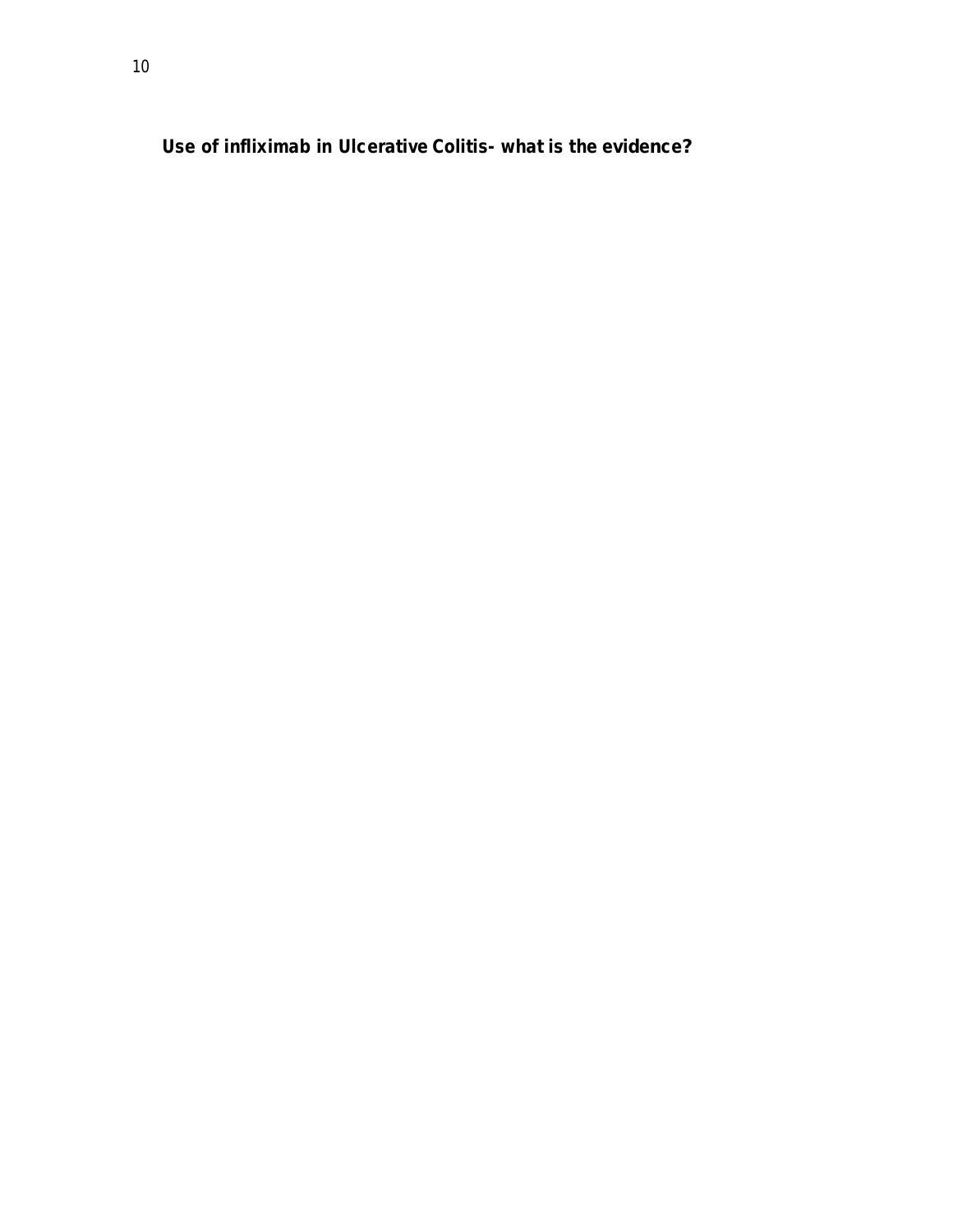**Use of infliximab in Ulcerative Colitis- what is the evidence?**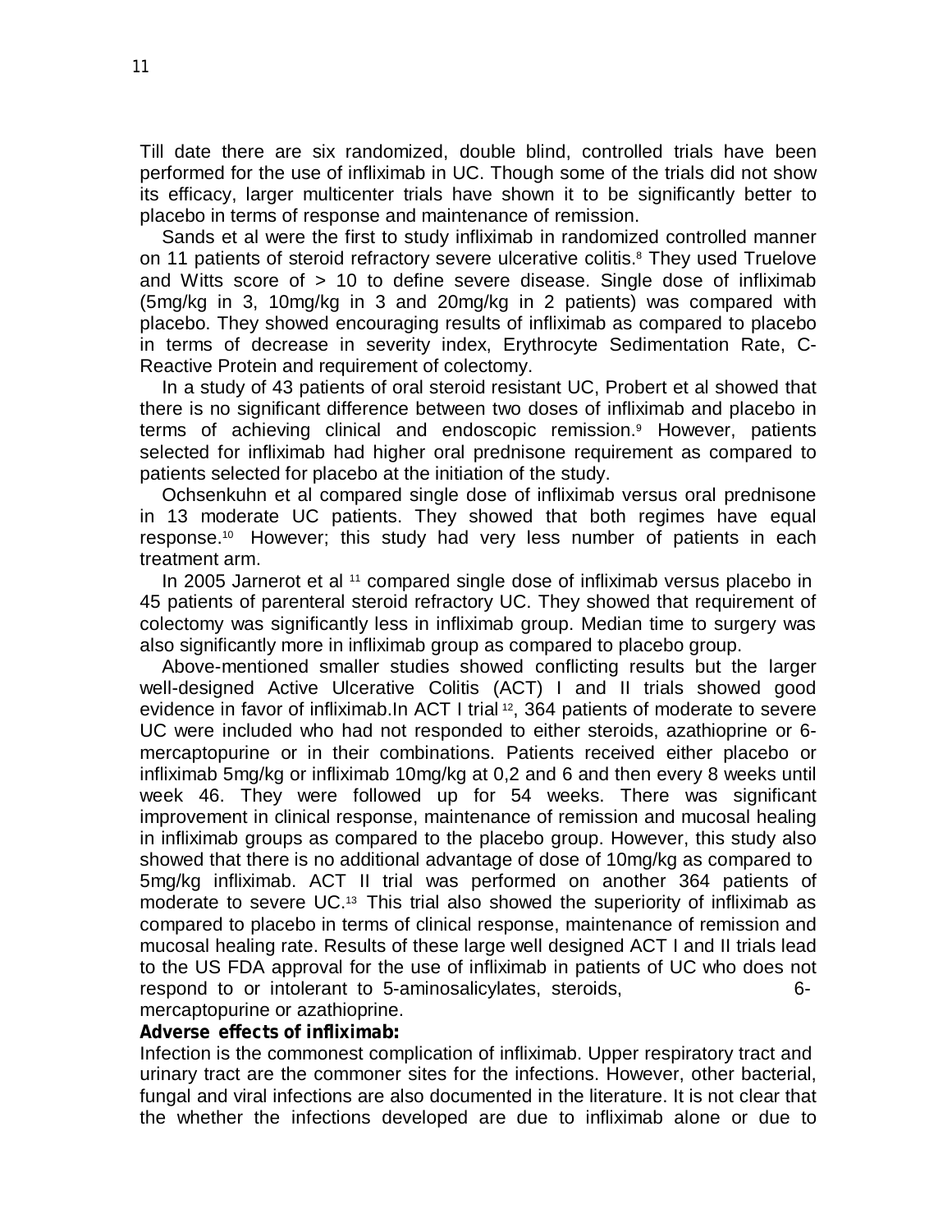Till date there are six randomized, double blind, controlled trials have been performed for the use of infliximab in UC. Though some of the trials did not show its efficacy, larger multicenter trials have shown it to be significantly better to placebo in terms of response and maintenance of remission.

Sands et al were the first to study infliximab in randomized controlled manner on 11 patients of steroid refractory severe ulcerative colitis.[8] They used Truelove and Witts score of > 10 to define severe disease. Single dose of infliximab (5mg/kg in 3, 10mg/kg in 3 and 20mg/kg in 2 patients) was compared with placebo. They showed encouraging results of infliximab as compared to placebo in terms of decrease in severity index, Erythrocyte Sedimentation Rate, C-Reactive Protein and requirement of colectomy.

In a study of 43 patients of oral steroid resistant UC, Probert et al showed that there is no significant difference between two doses of infliximab and placebo in terms of achieving clinical and endoscopic remission.[9] However, patients selected for infliximab had higher oral prednisone requirement as compared to patients selected for placebo at the initiation of the study.

Ochsenkuhn et al compared single dose of infliximab versus oral prednisone in 13 moderate UC patients. They showed that both regimes have equal response.[10] However; this study had very less number of patients in each treatment arm.

In 2005 Jarnerot et al [11] compared single dose of infliximab versus placebo in 45 patients of parenteral steroid refractory UC. They showed that requirement of colectomy was significantly less in infliximab group. Median time to surgery was also significantly more in infliximab group as compared to placebo group.

Above-mentioned smaller studies showed conflicting results but the larger well-designed Active Ulcerative Colitis (ACT) I and II trials showed good evidence in favor of infliximab.In ACT I trial [12], 364 patients of moderate to severe UC were included who had not responded to either steroids, azathioprine or 6-mercaptopurine or in their combinations. Patients received either placebo or infliximab 5mg/kg or infliximab 10mg/kg at 0,2 and 6 and then every 8 weeks until week 46. They were followed up for 54 weeks. There was significant improvement in clinical response, maintenance of remission and mucosal healing in infliximab groups as compared to the placebo group. However, this study also showed that there is no additional advantage of dose of 10mg/kg as compared to 5mg/kg infliximab. ACT II trial was performed on another 364 patients of moderate to severe UC.[13] This trial also showed the superiority of infliximab as compared to placebo in terms of clinical response, maintenance of remission and mucosal healing rate. Results of these large well designed ACT I and II trials lead to the US FDA approval for the use of infliximab in patients of UC who does not respond to or intolerant to 5-aminosalicylates, steroids, 6-mercaptopurine or azathioprine.

**Adverse effects of infliximab:**

Infection is the commonest complication of infliximab. Upper respiratory tract and urinary tract are the commoner sites for the infections. However, other bacterial, fungal and viral infections are also documented in the literature. It is not clear that the whether the infections developed are due to infliximab alone or due to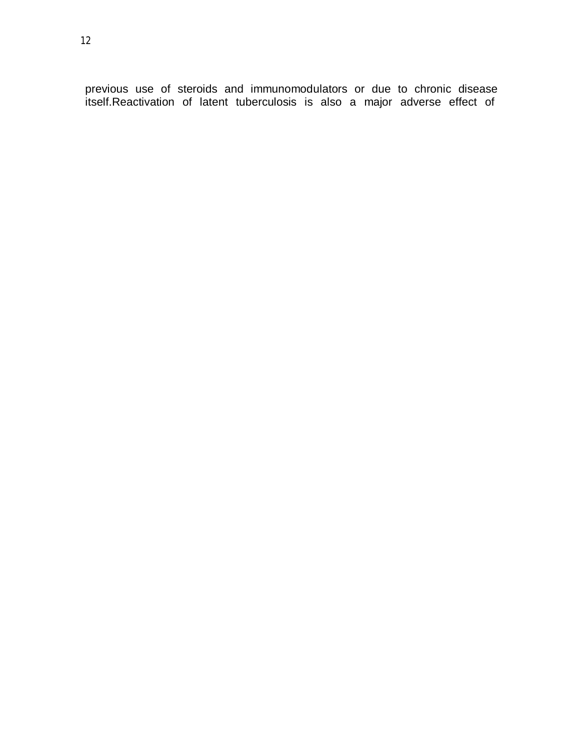previous use of steroids and immunomodulators or due to chronic disease itself.Reactivation of latent tuberculosis is also a major adverse effect of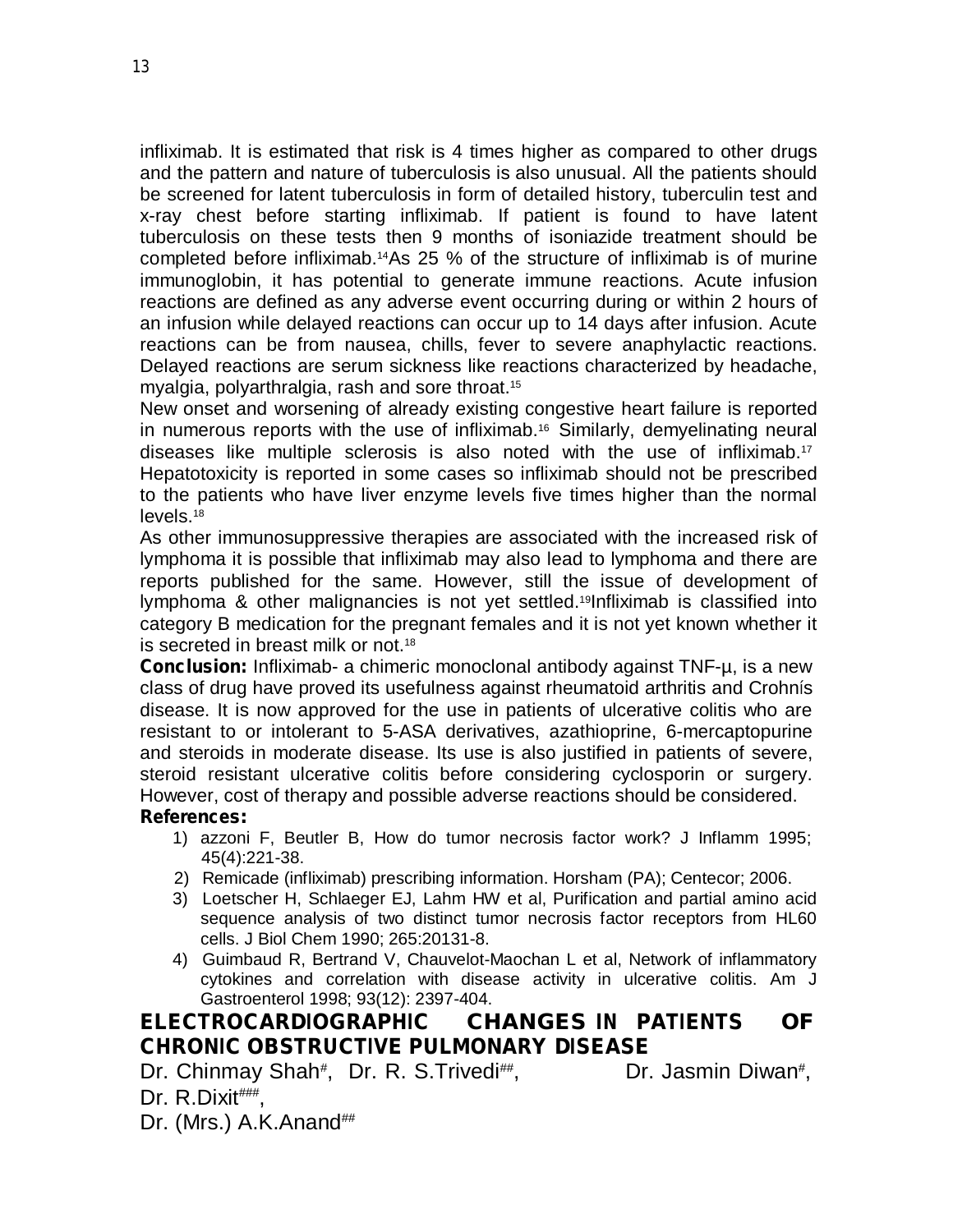infliximab. It is estimated that risk is 4 times higher as compared to other drugs and the pattern and nature of tuberculosis is also unusual. All the patients should be screened for latent tuberculosis in form of detailed history, tuberculin test and x-ray chest before starting infliximab. If patient is found to have latent tuberculosis on these tests then 9 months of isoniazide treatment should be completed before infliximab.[14] As 25 % of the structure of infliximab is of murine immunoglobin, it has potential to generate immune reactions. Acute infusion reactions are defined as any adverse event occurring during or within 2 hours of an infusion while delayed reactions can occur up to 14 days after infusion. Acute reactions can be from nausea, chills, fever to severe anaphylactic reactions. Delayed reactions are serum sickness like reactions characterized by headache, myalgia, polyarthralgia, rash and sore throat.[15]

New onset and worsening of already existing congestive heart failure is reported in numerous reports with the use of infliximab.[16] Similarly, demyelinating neural diseases like multiple sclerosis is also noted with the use of infliximab.[17] Hepatotoxicity is reported in some cases so infliximab should not be prescribed to the patients who have liver enzyme levels five times higher than the normal levels.[18]

As other immunosuppressive therapies are associated with the increased risk of lymphoma it is possible that infliximab may also lead to lymphoma and there are reports published for the same. However, still the issue of development of lymphoma & other malignancies is not yet settled.[19] Infliximab is classified into category B medication for the pregnant females and it is not yet known whether it is secreted in breast milk or not.[18]

**Conclusion:** Infliximab- a chimeric monoclonal antibody against TNF-µ, is a new class of drug have proved its usefulness against rheumatoid arthritis and Crohnís disease. It is now approved for the use in patients of ulcerative colitis who are resistant to or intolerant to 5-ASA derivatives, azathioprine, 6-mercaptopurine and steroids in moderate disease. Its use is also justified in patients of severe, steroid resistant ulcerative colitis before considering cyclosporin or surgery. However, cost of therapy and possible adverse reactions should be considered.

**References:**

1) azzoni F, Beutler B, How do tumor necrosis factor work? J Inflamm 1995; 45(4):221-38.
2) Remicade (infliximab) prescribing information. Horsham (PA); Centecor; 2006.
3) Loetscher H, Schlaeger EJ, Lahm HW et al, Purification and partial amino acid sequence analysis of two distinct tumor necrosis factor receptors from HL60 cells. J Biol Chem 1990; 265:20131-8.
4) Guimbaud R, Bertrand V, Chauvelot-Maochan L et al, Network of inflammatory cytokines and correlation with disease activity in ulcerative colitis. Am J Gastroenterol 1998; 93(12): 2397-404.

## ELECTROCARDIOGRAPHIC CHANGES IN PATIENTS OF CHRONIC OBSTRUCTIVE PULMONARY DISEASE

Dr. Chinmay Shah[#], Dr. R. S.Trivedi[##], Dr. Jasmin Diwan[#], Dr. R.Dixit[###], Dr. (Mrs.) A.K.Anand[##]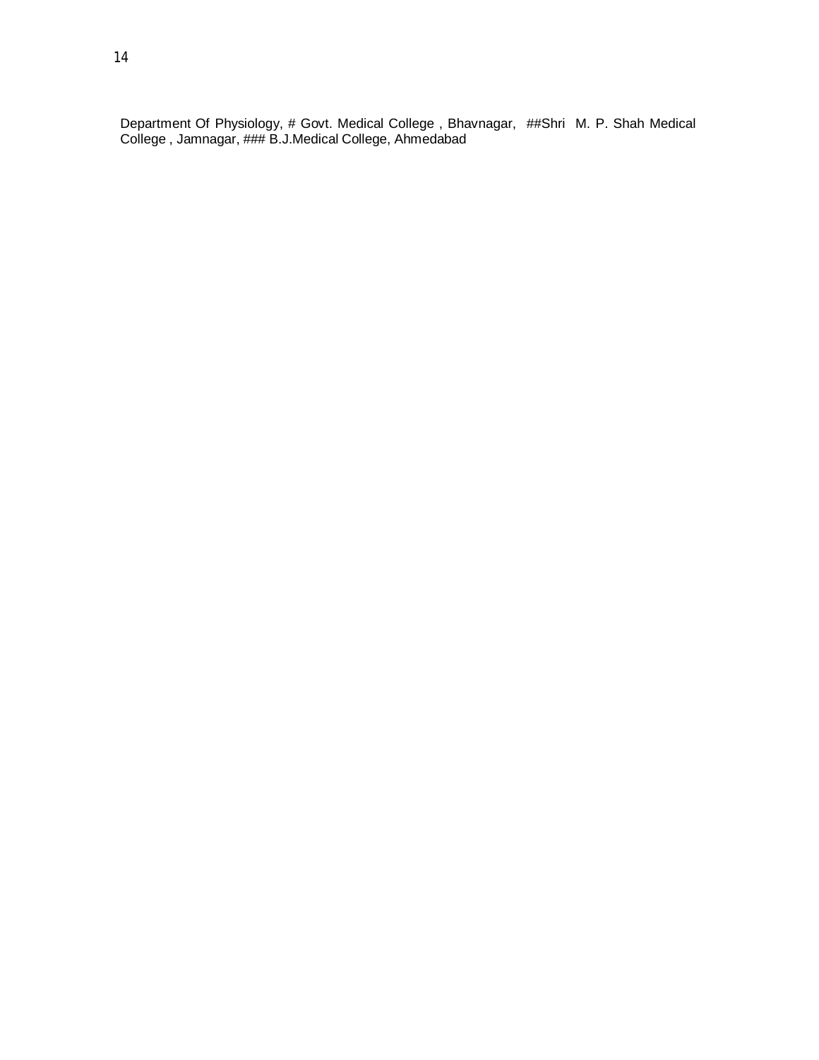Department Of Physiology, # Govt. Medical College , Bhavnagar, ##Shri M. P. Shah Medical College , Jamnagar, ### B.J.Medical College, Ahmedabad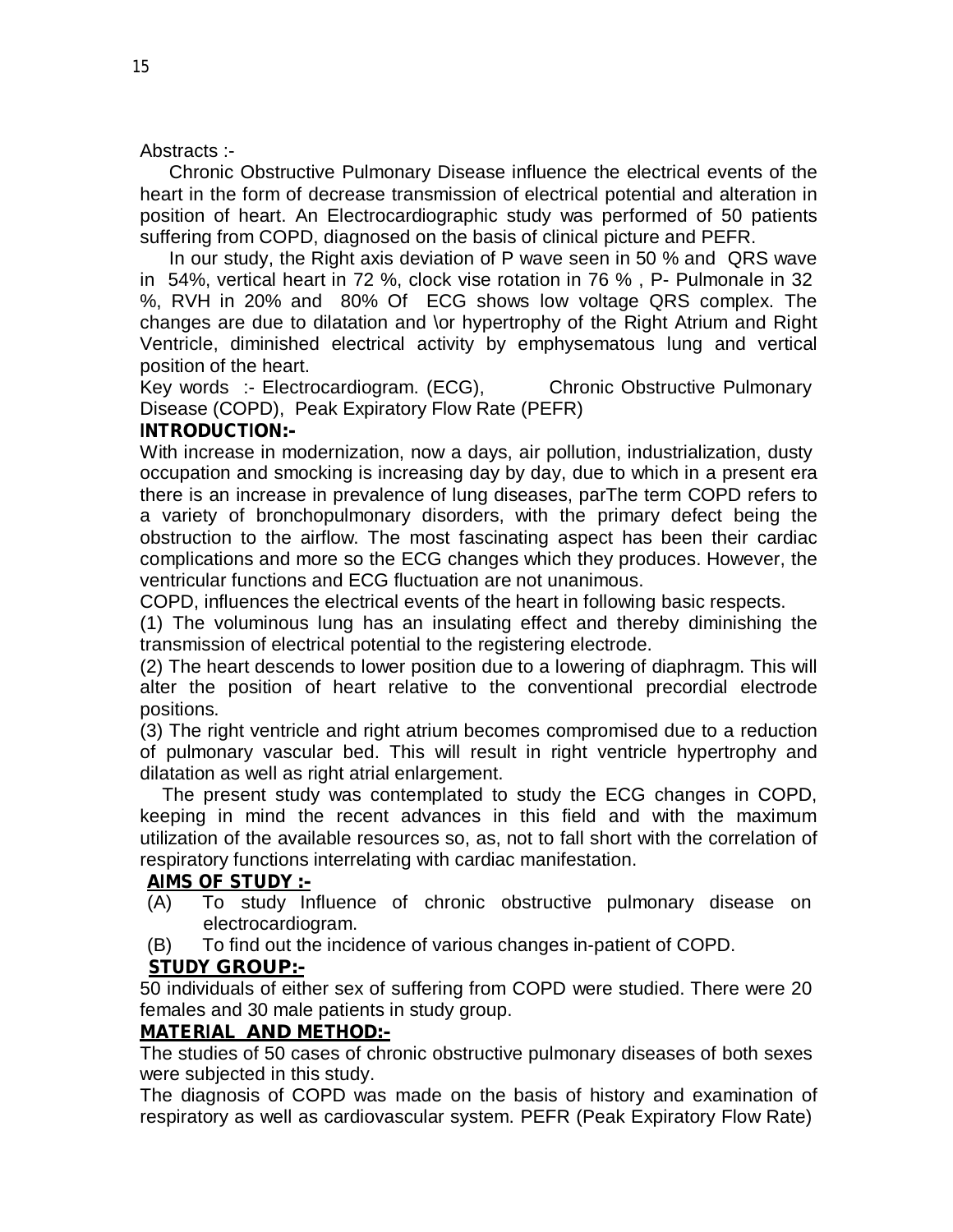Abstracts :-

Chronic Obstructive Pulmonary Disease influence the electrical events of the heart in the form of decrease transmission of electrical potential and alteration in position of heart. An Electrocardiographic study was performed of 50 patients suffering from COPD, diagnosed on the basis of clinical picture and PEFR.

In our study, the Right axis deviation of P wave seen in 50 % and QRS wave in 54%, vertical heart in 72 %, clock vise rotation in 76 % , P- Pulmonale in 32 %, RVH in 20% and 80% Of ECG shows low voltage QRS complex. The changes are due to dilatation and \or hypertrophy of the Right Atrium and Right Ventricle, diminished electrical activity by emphysematous lung and vertical position of the heart.

Key words :- Electrocardiogram. (ECG), Chronic Obstructive Pulmonary Disease (COPD), Peak Expiratory Flow Rate (PEFR)

## INTRODUCTION:-

With increase in modernization, now a days, air pollution, industrialization, dusty occupation and smocking is increasing day by day, due to which in a present era there is an increase in prevalence of lung diseases, parThe term COPD refers to a variety of bronchopulmonary disorders, with the primary defect being the obstruction to the airflow. The most fascinating aspect has been their cardiac complications and more so the ECG changes which they produces. However, the ventricular functions and ECG fluctuation are not unanimous.

COPD, influences the electrical events of the heart in following basic respects.

(1) The voluminous lung has an insulating effect and thereby diminishing the transmission of electrical potential to the registering electrode.

(2) The heart descends to lower position due to a lowering of diaphragm. This will alter the position of heart relative to the conventional precordial electrode positions.

(3) The right ventricle and right atrium becomes compromised due to a reduction of pulmonary vascular bed. This will result in right ventricle hypertrophy and dilatation as well as right atrial enlargement.

The present study was contemplated to study the ECG changes in COPD, keeping in mind the recent advances in this field and with the maximum utilization of the available resources so, as, not to fall short with the correlation of respiratory functions interrelating with cardiac manifestation.

## AIMS OF STUDY :-

(A) To study Influence of chronic obstructive pulmonary disease on electrocardiogram.

(B) To find out the incidence of various changes in-patient of COPD.

## STUDY GROUP:-

50 individuals of either sex of suffering from COPD were studied. There were 20 females and 30 male patients in study group.

## MATERIAL AND METHOD:-

The studies of 50 cases of chronic obstructive pulmonary diseases of both sexes were subjected in this study.

The diagnosis of COPD was made on the basis of history and examination of respiratory as well as cardiovascular system. PEFR (Peak Expiratory Flow Rate)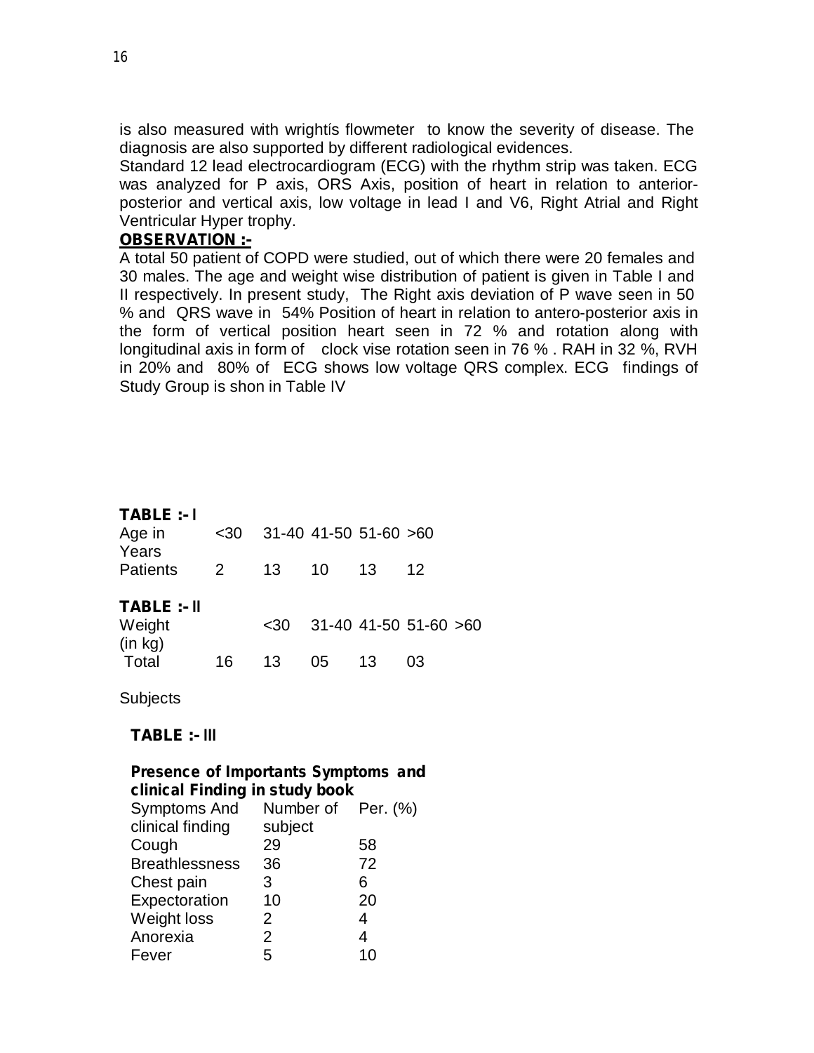is also measured with wrightís flowmeter to know the severity of disease. The diagnosis are also supported by different radiological evidences.

Standard 12 lead electrocardiogram (ECG) with the rhythm strip was taken. ECG was analyzed for P axis, ORS Axis, position of heart in relation to anterior-posterior and vertical axis, low voltage in lead I and V6, Right Atrial and Right Ventricular Hyper trophy.

**OBSERVATION :-**

A total 50 patient of COPD were studied, out of which there were 20 females and 30 males. The age and weight wise distribution of patient is given in Table I and II respectively. In present study, The Right axis deviation of P wave seen in 50 % and QRS wave in 54% Position of heart in relation to antero-posterior axis in the form of vertical position heart seen in 72 % and rotation along with longitudinal axis in form of clock vise rotation seen in 76 % . RAH in 32 %, RVH in 20% and 80% of ECG shows low voltage QRS complex. ECG findings of Study Group is shon in Table IV

**TABLE :- I**

| Age in Years | <30 | 31-40 | 41-50 | 51-60 | >60 |
|---|---|---|---|---|---|
| Patients | 2 | 13 | 10 | 13 | 12 |

**TABLE :- II**

| Weight (in kg) | <30 | 31-40 | 41-50 | 51-60 | >60 |
|---|---|---|---|---|---|
| Total Subjects | 16 | 13 | 05 | 13 | 03 |

**TABLE :- III**

**Presence of Importants Symptoms and clinical Finding in study book**

| Symptoms And clinical finding | Number of subject | Per. (%) |
|---|---|---|
| Cough | 29 | 58 |
| Breathlessness | 36 | 72 |
| Chest pain | 3 | 6 |
| Expectoration | 10 | 20 |
| Weight loss | 2 | 4 |
| Anorexia | 2 | 4 |
| Fever | 5 | 10 |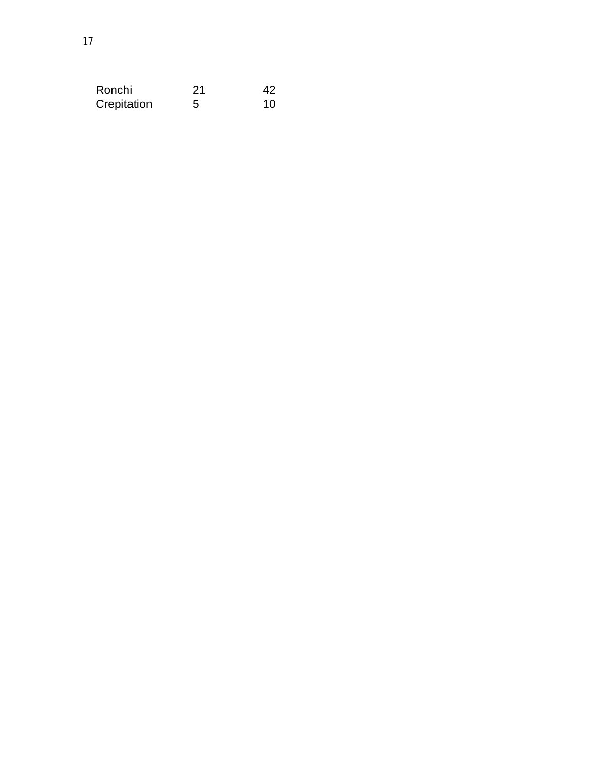| | | |
|---|---|---|
| Ronchi | 21 | 42 |
| Crepitation | 5 | 10 |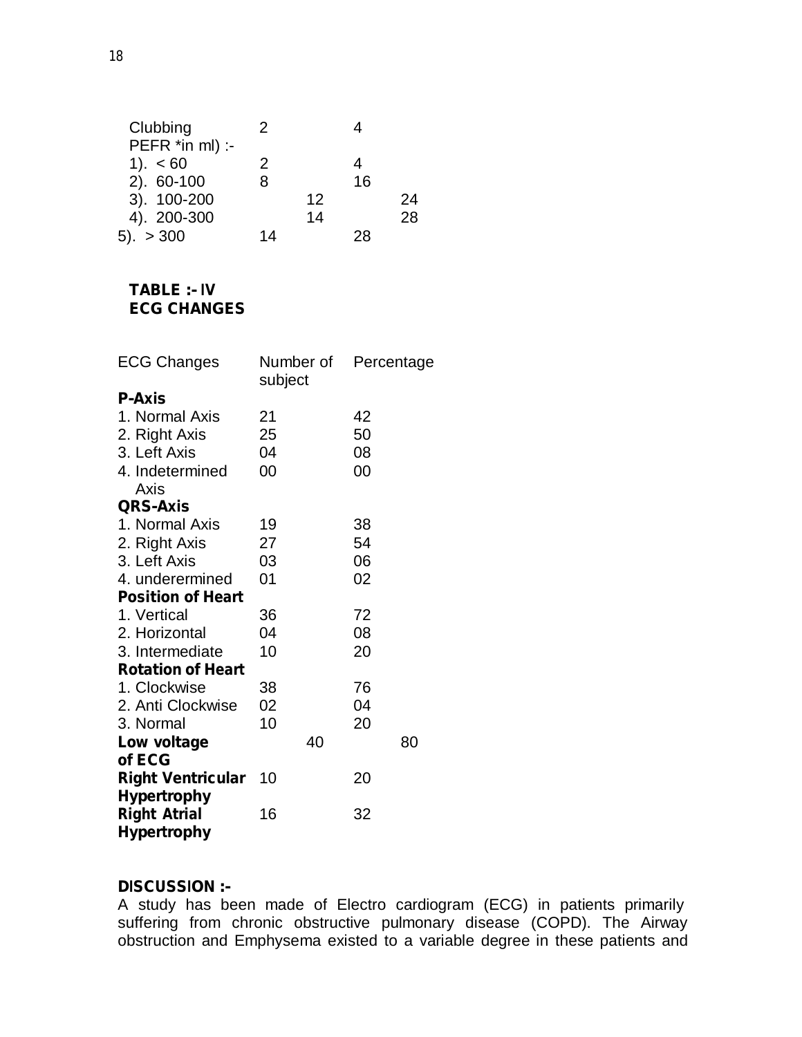| | | |
|---|---|---|
| Clubbing | 2 | 4 |
| PEFR *in ml) :- | | |
| 1). < 60 | 2 | 4 |
| 2). 60-100 | 8 | 16 |
| 3). 100-200 | 12 | 24 |
| 4). 200-300 | 14 | 28 |
| 5). > 300 | 14 | 28 |

**TABLE :- IV**
**ECG CHANGES**

| ECG Changes | Number of subject | Percentage |
|---|---|---|
| **P-Axis** | | |
| 1. Normal Axis | 21 | 42 |
| 2. Right Axis | 25 | 50 |
| 3. Left Axis | 04 | 08 |
| 4. Indetermined Axis | 00 | 00 |
| **QRS-Axis** | | |
| 1. Normal Axis | 19 | 38 |
| 2. Right Axis | 27 | 54 |
| 3. Left Axis | 03 | 06 |
| 4. underermined | 01 | 02 |
| **Position of Heart** | | |
| 1. Vertical | 36 | 72 |
| 2. Horizontal | 04 | 08 |
| 3. Intermediate | 10 | 20 |
| **Rotation of Heart** | | |
| 1. Clockwise | 38 | 76 |
| 2. Anti Clockwise | 02 | 04 |
| 3. Normal | 10 | 20 |
| **Low voltage of ECG** | 40 | 80 |
| **Right Ventricular Hypertrophy** | 10 | 20 |
| **Right Atrial Hypertrophy** | 16 | 32 |

**DISCUSSION :-**

A study has been made of Electro cardiogram (ECG) in patients primarily suffering from chronic obstructive pulmonary disease (COPD). The Airway obstruction and Emphysema existed to a variable degree in these patients and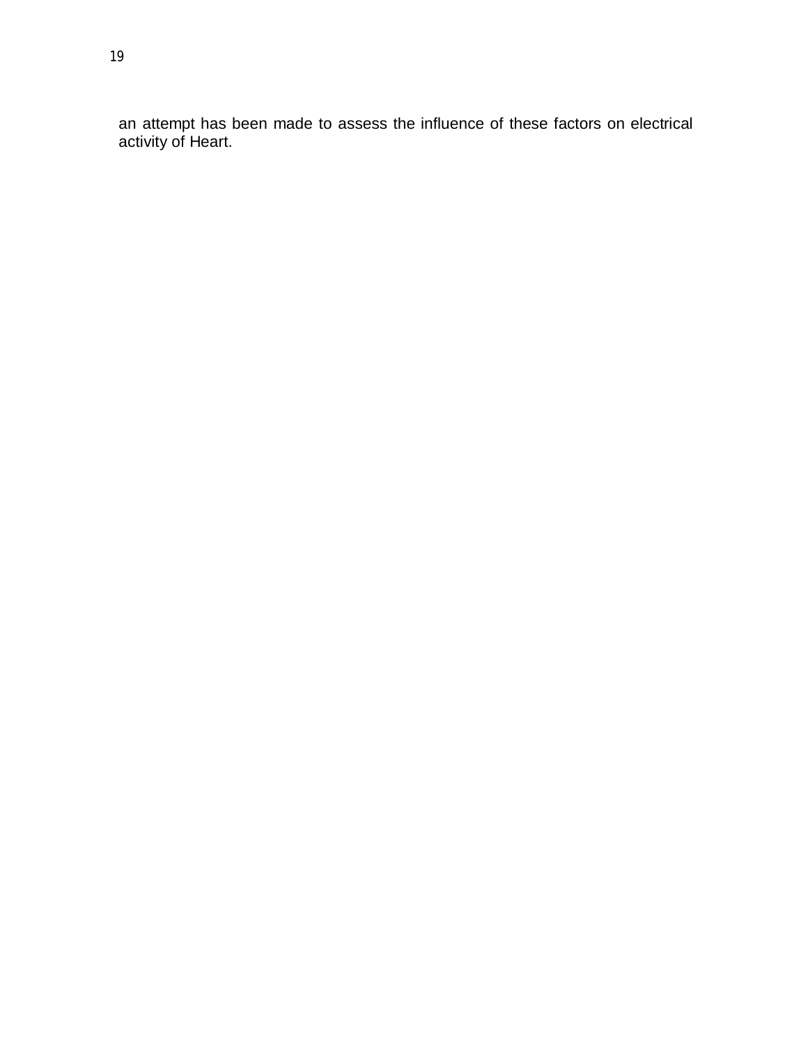an attempt has been made to assess the influence of these factors on electrical activity of Heart.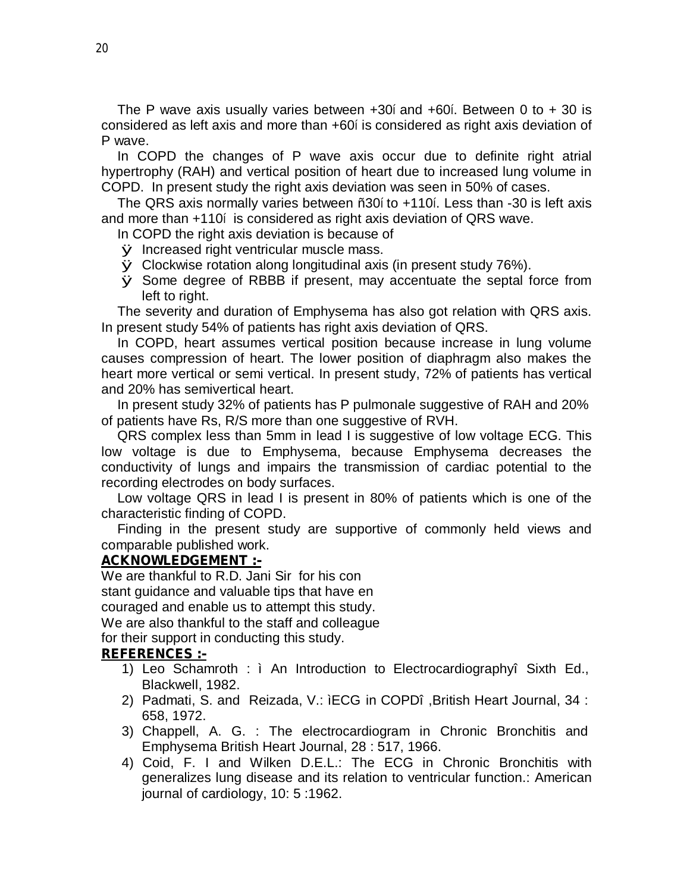The P wave axis usually varies between +30í and +60í. Between 0 to + 30 is considered as left axis and more than +60í is considered as right axis deviation of P wave.

In COPD the changes of P wave axis occur due to definite right atrial hypertrophy (RAH) and vertical position of heart due to increased lung volume in COPD. In present study the right axis deviation was seen in 50% of cases.

The QRS axis normally varies between ñ30í to +110í. Less than -30 is left axis and more than +110í is considered as right axis deviation of QRS wave.

In COPD the right axis deviation is because of

- Increased right ventricular muscle mass.
- Clockwise rotation along longitudinal axis (in present study 76%).
- Some degree of RBBB if present, may accentuate the septal force from left to right.

The severity and duration of Emphysema has also got relation with QRS axis. In present study 54% of patients has right axis deviation of QRS.

In COPD, heart assumes vertical position because increase in lung volume causes compression of heart. The lower position of diaphragm also makes the heart more vertical or semi vertical. In present study, 72% of patients has vertical and 20% has semivertical heart.

In present study 32% of patients has P pulmonale suggestive of RAH and 20% of patients have Rs, R/S more than one suggestive of RVH.

QRS complex less than 5mm in lead I is suggestive of low voltage ECG. This low voltage is due to Emphysema, because Emphysema decreases the conductivity of lungs and impairs the transmission of cardiac potential to the recording electrodes on body surfaces.

Low voltage QRS in lead I is present in 80% of patients which is one of the characteristic finding of COPD.

Finding in the present study are supportive of commonly held views and comparable published work.

## ACKNOWLEDGEMENT :-

We are thankful to R.D. Jani Sir for his constant guidance and valuable tips that have encouraged and enable us to attempt this study. We are also thankful to the staff and colleague for their support in conducting this study.

## REFERENCES :-

1) Leo Schamroth : ì An Introduction to Electrocardiographyî Sixth Ed., Blackwell, 1982.
2) Padmati, S. and Reizada, V.: ìECG in COPDî ,British Heart Journal, 34 : 658, 1972.
3) Chappell, A. G. : The electrocardiogram in Chronic Bronchitis and Emphysema British Heart Journal, 28 : 517, 1966.
4) Coid, F. I and Wilken D.E.L.: The ECG in Chronic Bronchitis with generalizes lung disease and its relation to ventricular function.: American journal of cardiology, 10: 5 :1962.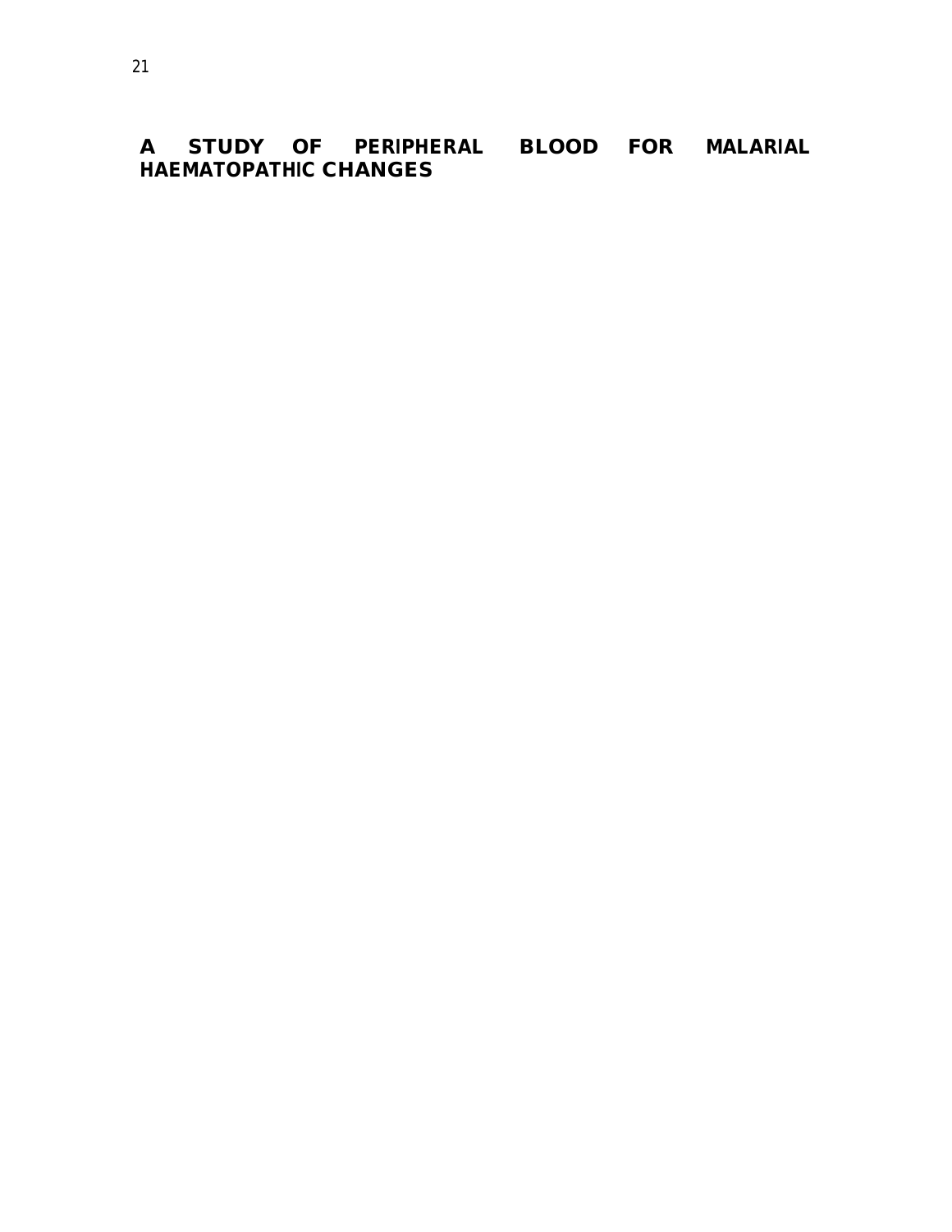# A STUDY OF PERIPHERAL BLOOD FOR MALARIAL HAEMATOPATHIC CHANGES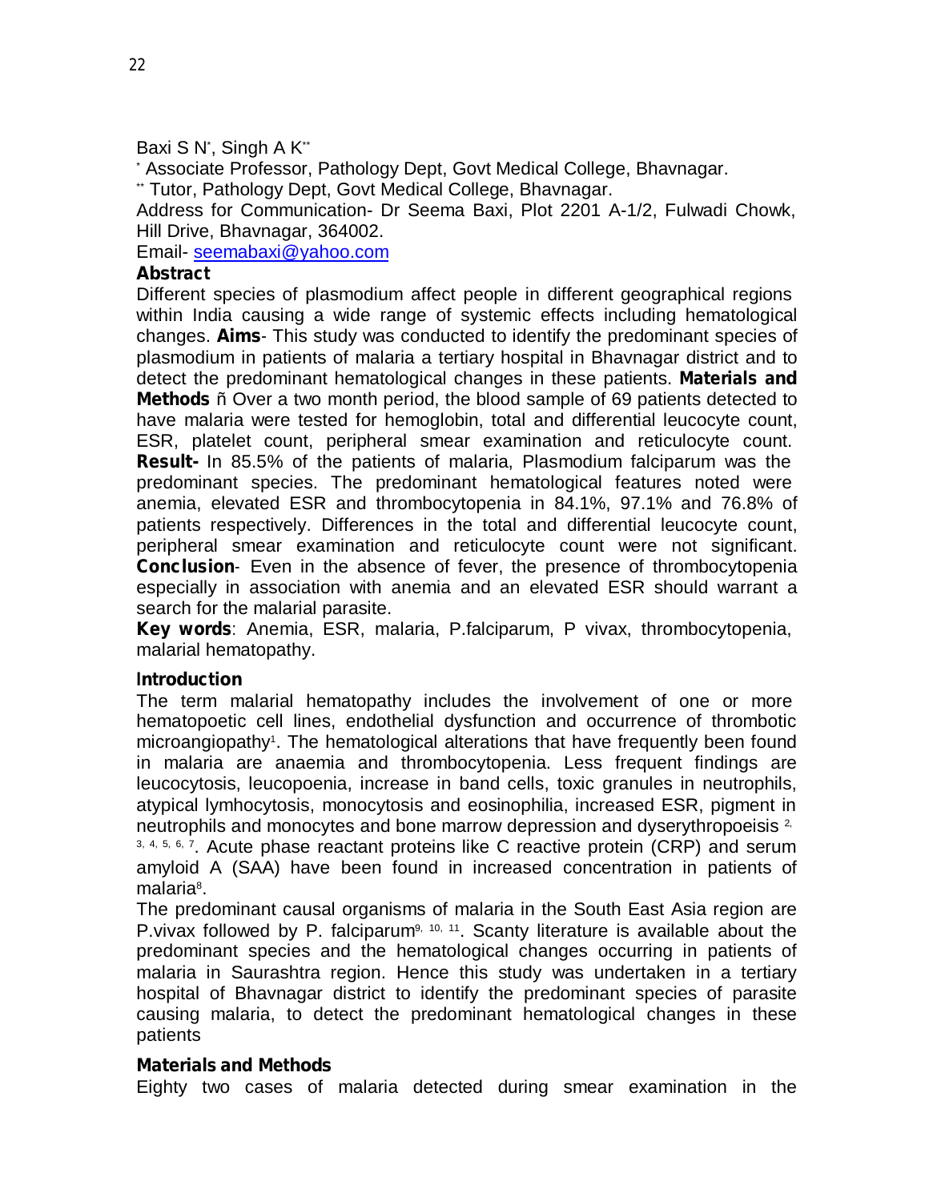Baxi S N[*], Singh A K[**]

[*] Associate Professor, Pathology Dept, Govt Medical College, Bhavnagar.

[**] Tutor, Pathology Dept, Govt Medical College, Bhavnagar.

Address for Communication- Dr Seema Baxi, Plot 2201 A-1/2, Fulwadi Chowk, Hill Drive, Bhavnagar, 364002.

Email- seemabaxi@yahoo.com

**Abstract**

Different species of plasmodium affect people in different geographical regions within India causing a wide range of systemic effects including hematological changes. **Aims**- This study was conducted to identify the predominant species of plasmodium in patients of malaria a tertiary hospital in Bhavnagar district and to detect the predominant hematological changes in these patients. **Materials and Methods** ñ Over a two month period, the blood sample of 69 patients detected to have malaria were tested for hemoglobin, total and differential leucocyte count, ESR, platelet count, peripheral smear examination and reticulocyte count. **Result-** In 85.5% of the patients of malaria, Plasmodium falciparum was the predominant species. The predominant hematological features noted were anemia, elevated ESR and thrombocytopenia in 84.1%, 97.1% and 76.8% of patients respectively. Differences in the total and differential leucocyte count, peripheral smear examination and reticulocyte count were not significant. **Conclusion**- Even in the absence of fever, the presence of thrombocytopenia especially in association with anemia and an elevated ESR should warrant a search for the malarial parasite.

**Key words**: Anemia, ESR, malaria, P.falciparum, P vivax, thrombocytopenia, malarial hematopathy.

**Introduction**

The term malarial hematopathy includes the involvement of one or more hematopoetic cell lines, endothelial dysfunction and occurrence of thrombotic microangiopathy[1]. The hematological alterations that have frequently been found in malaria are anaemia and thrombocytopenia. Less frequent findings are leucocytosis, leucopoenia, increase in band cells, toxic granules in neutrophils, atypical lymhocytosis, monocytosis and eosinophilia, increased ESR, pigment in neutrophils and monocytes and bone marrow depression and dyserythropoeisis [2, 3, 4, 5, 6, 7]. Acute phase reactant proteins like C reactive protein (CRP) and serum amyloid A (SAA) have been found in increased concentration in patients of malaria[8].

The predominant causal organisms of malaria in the South East Asia region are P.vivax followed by P. falciparum[9, 10, 11]. Scanty literature is available about the predominant species and the hematological changes occurring in patients of malaria in Saurashtra region. Hence this study was undertaken in a tertiary hospital of Bhavnagar district to identify the predominant species of parasite causing malaria, to detect the predominant hematological changes in these patients

**Materials and Methods**

Eighty two cases of malaria detected during smear examination in the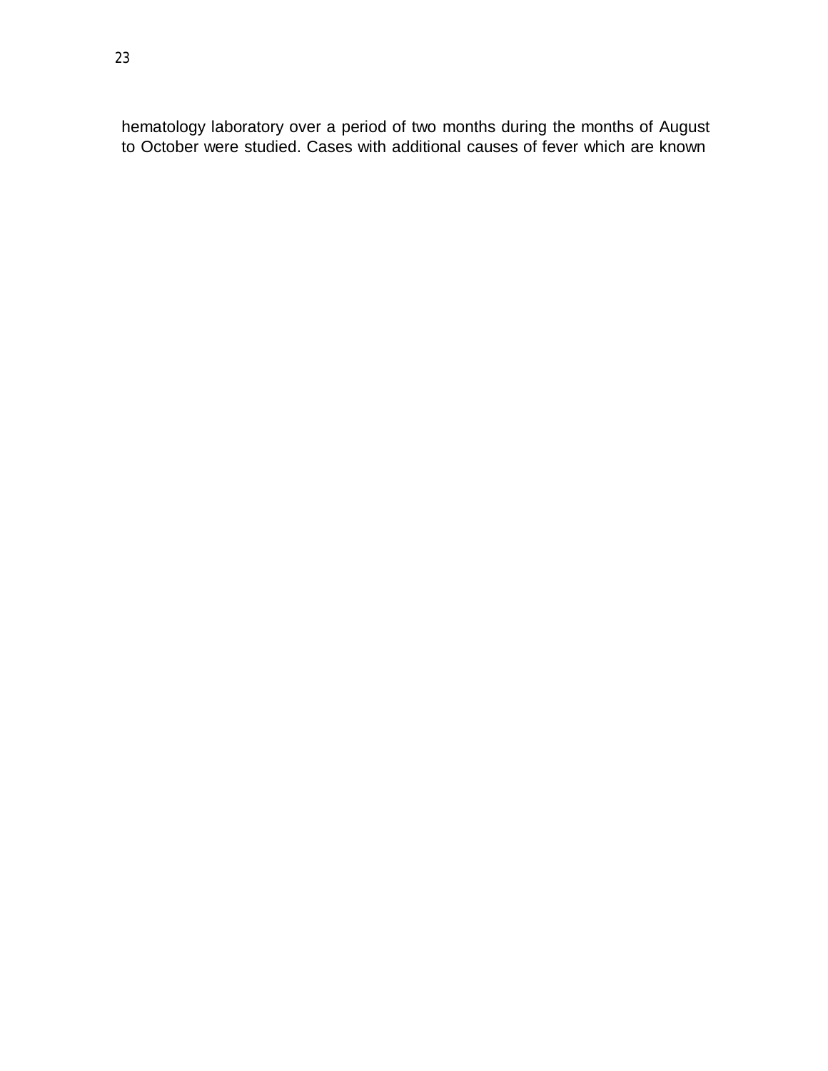hematology laboratory over a period of two months during the months of August to October were studied. Cases with additional causes of fever which are known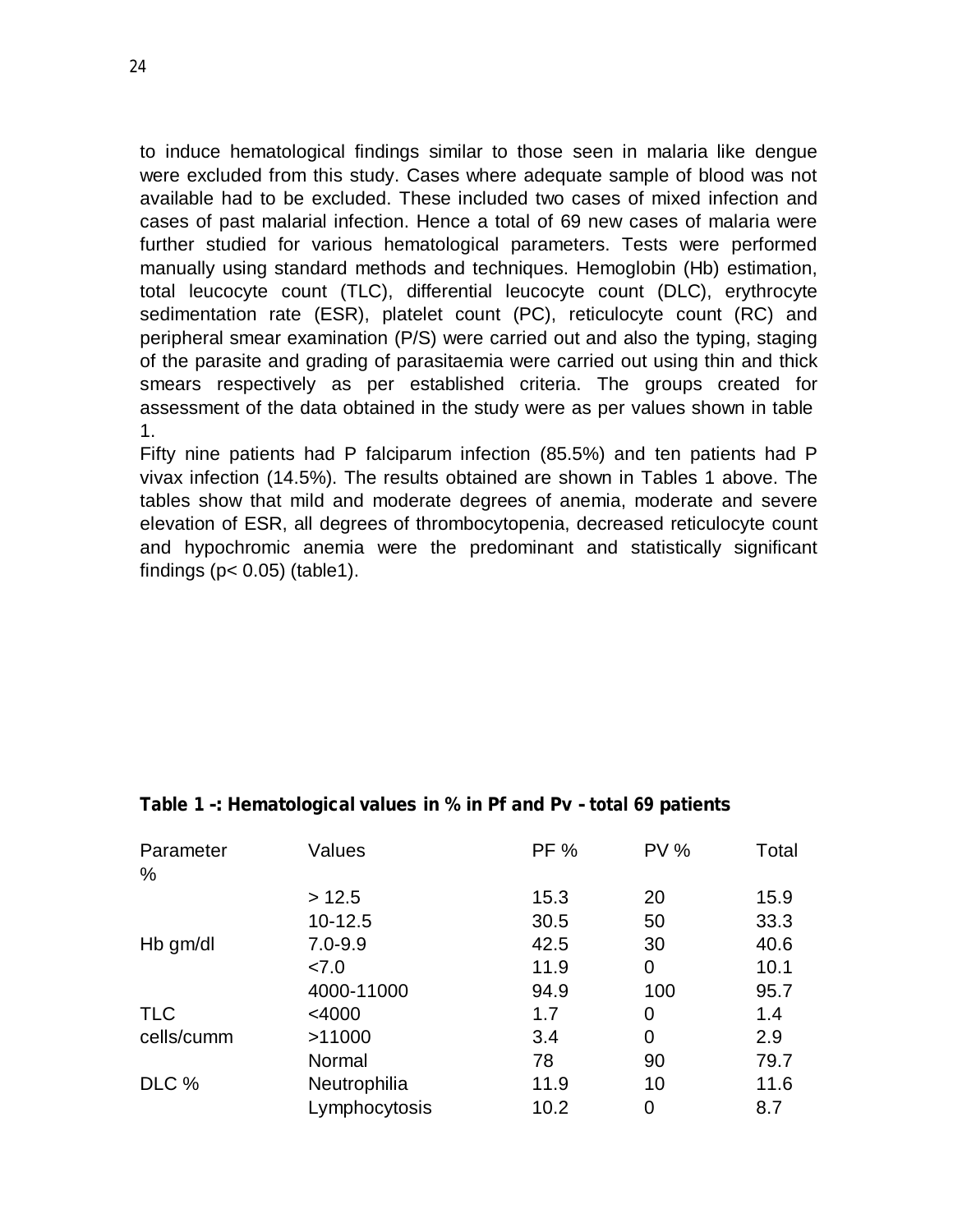to induce hematological findings similar to those seen in malaria like dengue were excluded from this study. Cases where adequate sample of blood was not available had to be excluded. These included two cases of mixed infection and cases of past malarial infection. Hence a total of 69 new cases of malaria were further studied for various hematological parameters. Tests were performed manually using standard methods and techniques. Hemoglobin (Hb) estimation, total leucocyte count (TLC), differential leucocyte count (DLC), erythrocyte sedimentation rate (ESR), platelet count (PC), reticulocyte count (RC) and peripheral smear examination (P/S) were carried out and also the typing, staging of the parasite and grading of parasitaemia were carried out using thin and thick smears respectively as per established criteria. The groups created for assessment of the data obtained in the study were as per values shown in table 1.

Fifty nine patients had P falciparum infection (85.5%) and ten patients had P vivax infection (14.5%). The results obtained are shown in Tables 1 above. The tables show that mild and moderate degrees of anemia, moderate and severe elevation of ESR, all degrees of thrombocytopenia, decreased reticulocyte count and hypochromic anemia were the predominant and statistically significant findings ($p < 0.05$) (table1).

**Table 1 –: Hematological values in % in Pf and Pv – total 69 patients**

| Parameter % | Values | PF % | PV % | Total |
|---|---|---|---|---|
| | > 12.5 | 15.3 | 20 | 15.9 |
| | 10-12.5 | 30.5 | 50 | 33.3 |
| Hb gm/dl | 7.0-9.9 | 42.5 | 30 | 40.6 |
| | <7.0 | 11.9 | 0 | 10.1 |
| | 4000-11000 | 94.9 | 100 | 95.7 |
| TLC | <4000 | 1.7 | 0 | 1.4 |
| cells/cumm | >11000 | 3.4 | 0 | 2.9 |
| | Normal | 78 | 90 | 79.7 |
| DLC % | Neutrophilia | 11.9 | 10 | 11.6 |
| | Lymphocytosis | 10.2 | 0 | 8.7 |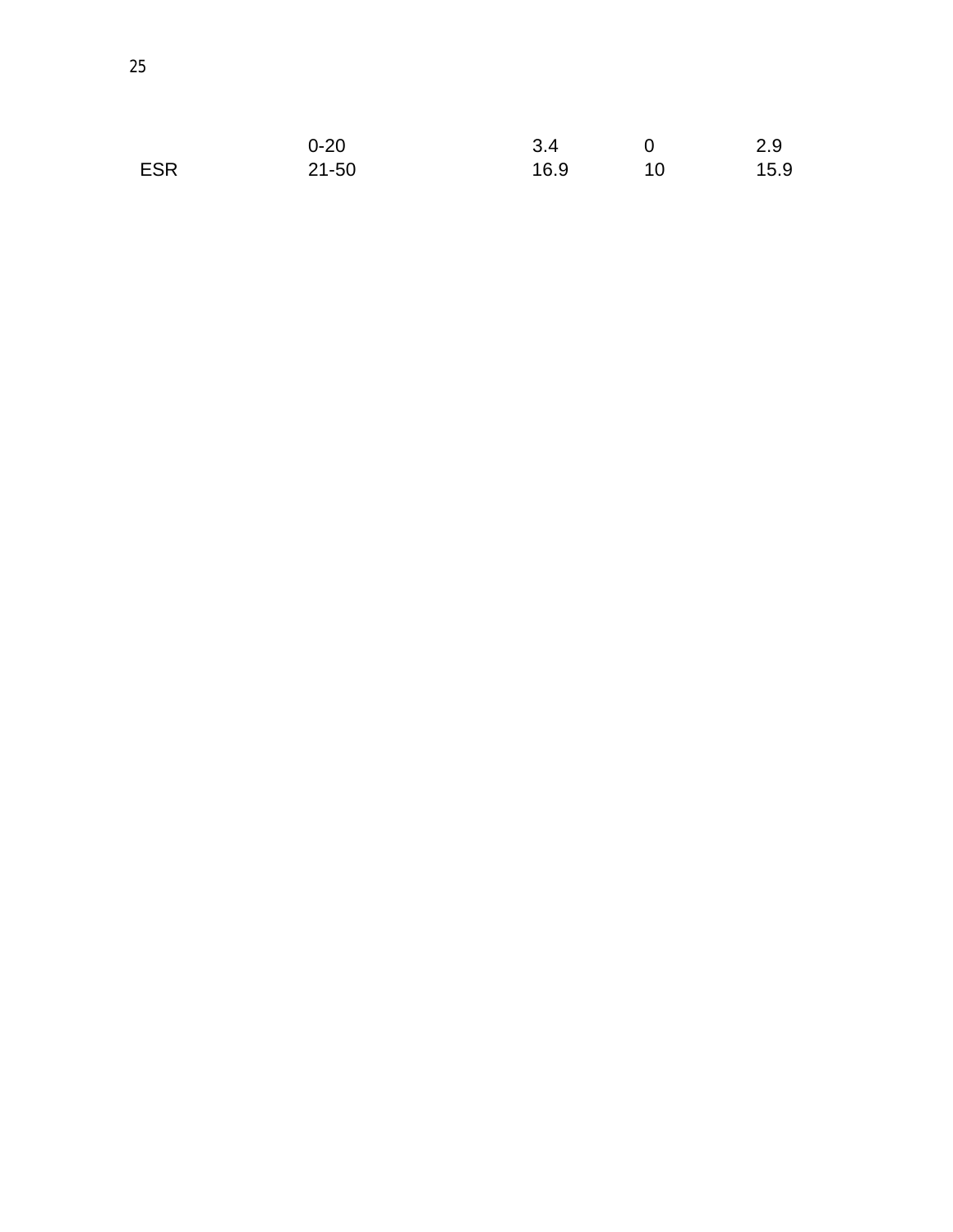| | | | | |
|---|---|---|---|---|
| | 0-20 | 3.4 | 0 | 2.9 |
| ESR | 21-50 | 16.9 | 10 | 15.9 |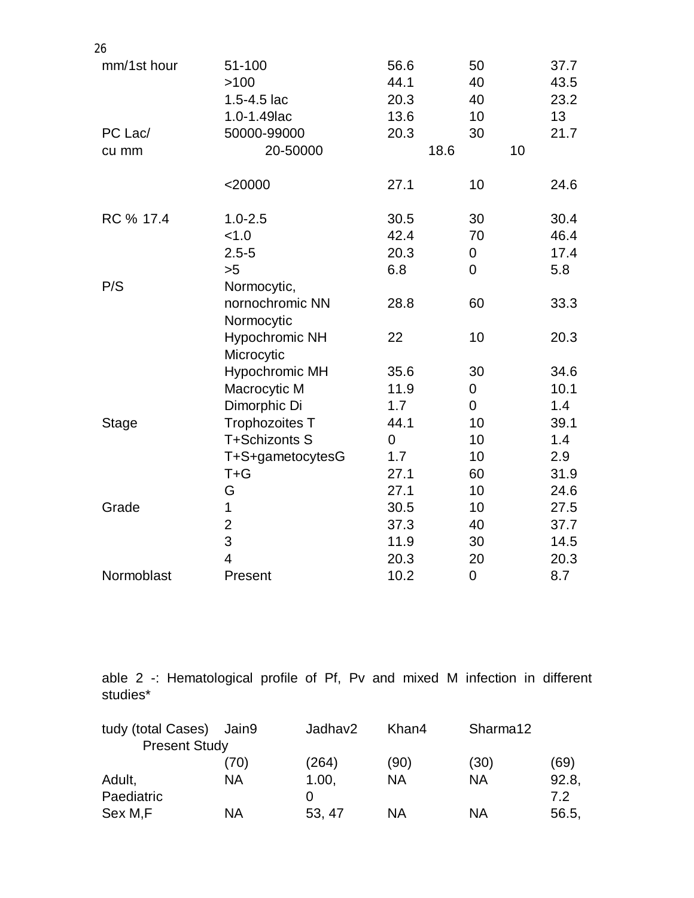| | | | | |
|---|---|---|---|---|
| mm/1st hour | 51-100 | 56.6 | 50 | 37.7 |
| | >100 | 44.1 | 40 | 43.5 |
| | 1.5-4.5 lac | 20.3 | 40 | 23.2 |
| | 1.0-1.49lac | 13.6 | 10 | 13 |
| PC Lac/ | 50000-99000 | 20.3 | 30 | 21.7 |
| cu mm | 20-50000 | 18.6 | 10 | |
| | <20000 | 27.1 | 10 | 24.6 |
| RC % 17.4 | 1.0-2.5 | 30.5 | 30 | 30.4 |
| | <1.0 | 42.4 | 70 | 46.4 |
| | 2.5-5 | 20.3 | 0 | 17.4 |
| | >5 | 6.8 | 0 | 5.8 |
| P/S | Normocytic, nornochromic NN | 28.8 | 60 | 33.3 |
| | Normocytic Hypochromic NH | 22 | 10 | 20.3 |
| | Microcytic Hypochromic MH | 35.6 | 30 | 34.6 |
| | Macrocytic M | 11.9 | 0 | 10.1 |
| | Dimorphic Di | 1.7 | 0 | 1.4 |
| Stage | Trophozoites T | 44.1 | 10 | 39.1 |
| | T+Schizonts S | 0 | 10 | 1.4 |
| | T+S+gametocytesG | 1.7 | 10 | 2.9 |
| | T+G | 27.1 | 60 | 31.9 |
| | G | 27.1 | 10 | 24.6 |
| Grade | 1 | 30.5 | 10 | 27.5 |
| | 2 | 37.3 | 40 | 37.7 |
| | 3 | 11.9 | 30 | 14.5 |
| | 4 | 20.3 | 20 | 20.3 |
| Normoblast | Present | 10.2 | 0 | 8.7 |

able 2 -: Hematological profile of Pf, Pv and mixed M infection in different studies*

| tudy (total Cases) | Jain9 | Jadhav2 | Khan4 | Sharma12 | Present Study |
|---|---|---|---|---|---|
| | (70) | (264) | (90) | (30) | (69) |
| Adult, Paediatric | NA | 1.00, 0 | NA | NA | 92.8, 7.2 |
| Sex M,F | NA | 53, 47 | NA | NA | 56.5, |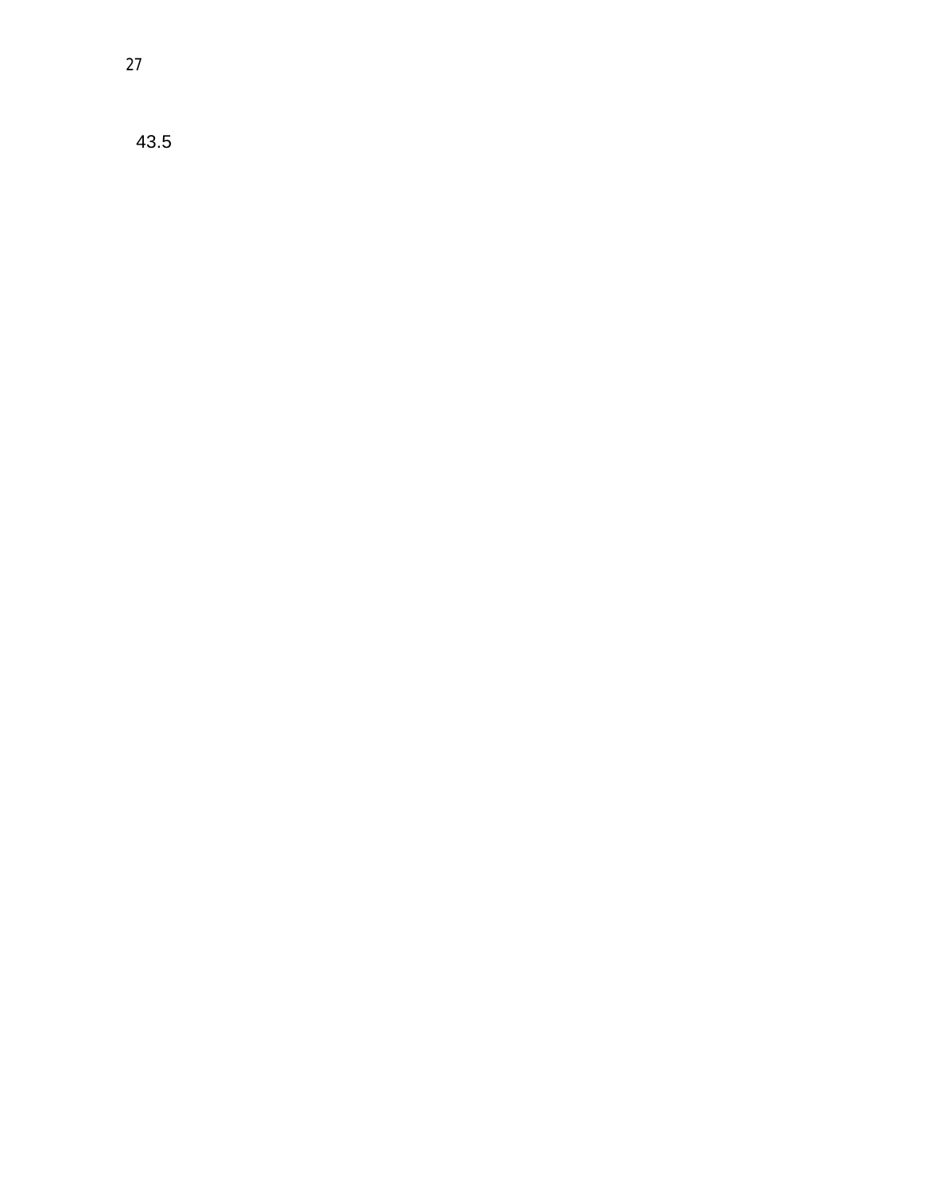43.5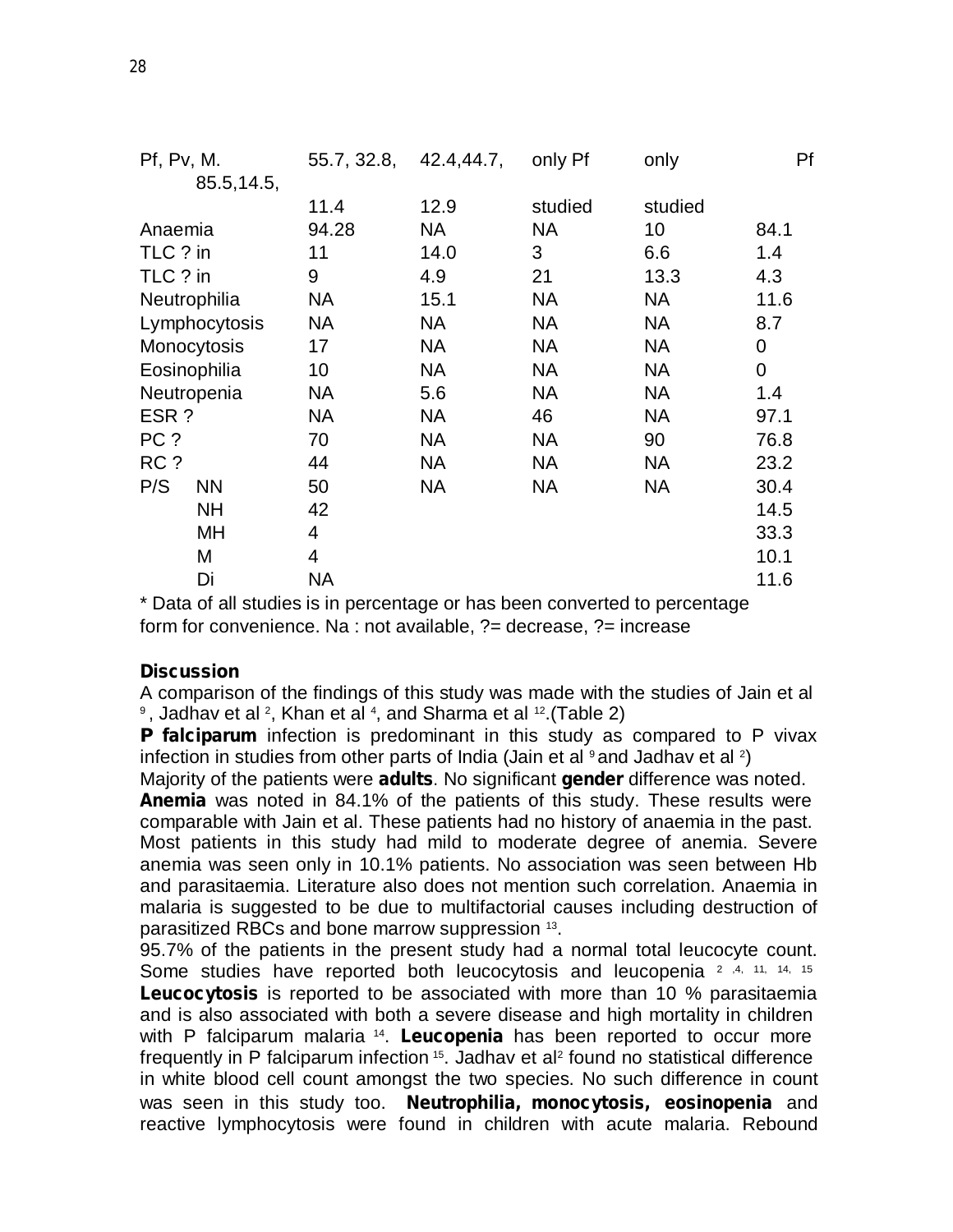| Pf, Pv, M. | 55.7, 32.8, 11.4 | 42.4,44.7, 12.9 | only Pf studied | only Pf studied | 85.5,14.5, |
|---|---|---|---|---|---|
| Anaemia | 94.28 | NA | NA | 10 | 84.1 |
| TLC ? in | 11 | 14.0 | 3 | 6.6 | 1.4 |
| TLC ? in | 9 | 4.9 | 21 | 13.3 | 4.3 |
| Neutrophilia | NA | 15.1 | NA | NA | 11.6 |
| Lymphocytosis | NA | NA | NA | NA | 8.7 |
| Monocytosis | 17 | NA | NA | NA | 0 |
| Eosinophilia | 10 | NA | NA | NA | 0 |
| Neutropenia | NA | 5.6 | NA | NA | 1.4 |
| ESR ? | NA | NA | 46 | NA | 97.1 |
| PC ? | 70 | NA | NA | 90 | 76.8 |
| RC ? | 44 | NA | NA | NA | 23.2 |
| P/S NN | 50 | NA | NA | NA | 30.4 |
| NH | 42 | | | | 14.5 |
| MH | 4 | | | | 33.3 |
| M | 4 | | | | 10.1 |
| Di | NA | | | | 11.6 |

* Data of all studies is in percentage or has been converted to percentage form for convenience. Na : not available, ?= decrease, ?= increase

**Discussion**

A comparison of the findings of this study was made with the studies of Jain et al [9], Jadhav et al [2], Khan et al [4], and Sharma et al [12].(Table 2)

**P falciparum** infection is predominant in this study as compared to P vivax infection in studies from other parts of India (Jain et al [9] and Jadhav et al [2])

Majority of the patients were **adults**. No significant **gender** difference was noted.

**Anemia** was noted in 84.1% of the patients of this study. These results were comparable with Jain et al. These patients had no history of anaemia in the past. Most patients in this study had mild to moderate degree of anemia. Severe anemia was seen only in 10.1% patients. No association was seen between Hb and parasitaemia. Literature also does not mention such correlation. Anaemia in malaria is suggested to be due to multifactorial causes including destruction of parasitized RBCs and bone marrow suppression [13].

95.7% of the patients in the present study had a normal total leucocyte count. Some studies have reported both leucocytosis and leucopenia [2,4,11,14,15] **Leucocytosis** is reported to be associated with more than 10 % parasitaemia and is also associated with both a severe disease and high mortality in children with P falciparum malaria [14]. **Leucopenia** has been reported to occur more frequently in P falciparum infection [15]. Jadhav et al[2] found no statistical difference in white blood cell count amongst the two species. No such difference in count was seen in this study too. **Neutrophilia, monocytosis, eosinopenia** and reactive lymphocytosis were found in children with acute malaria. Rebound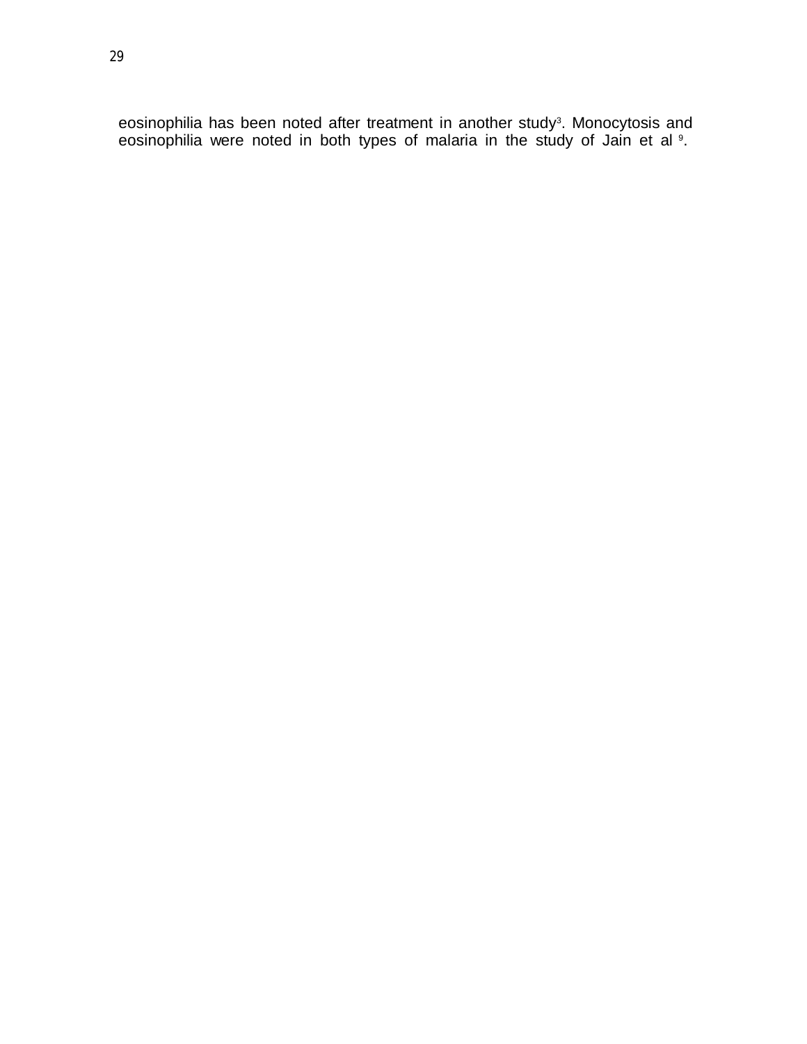eosinophilia has been noted after treatment in another study[3]. Monocytosis and eosinophilia were noted in both types of malaria in the study of Jain et al [9].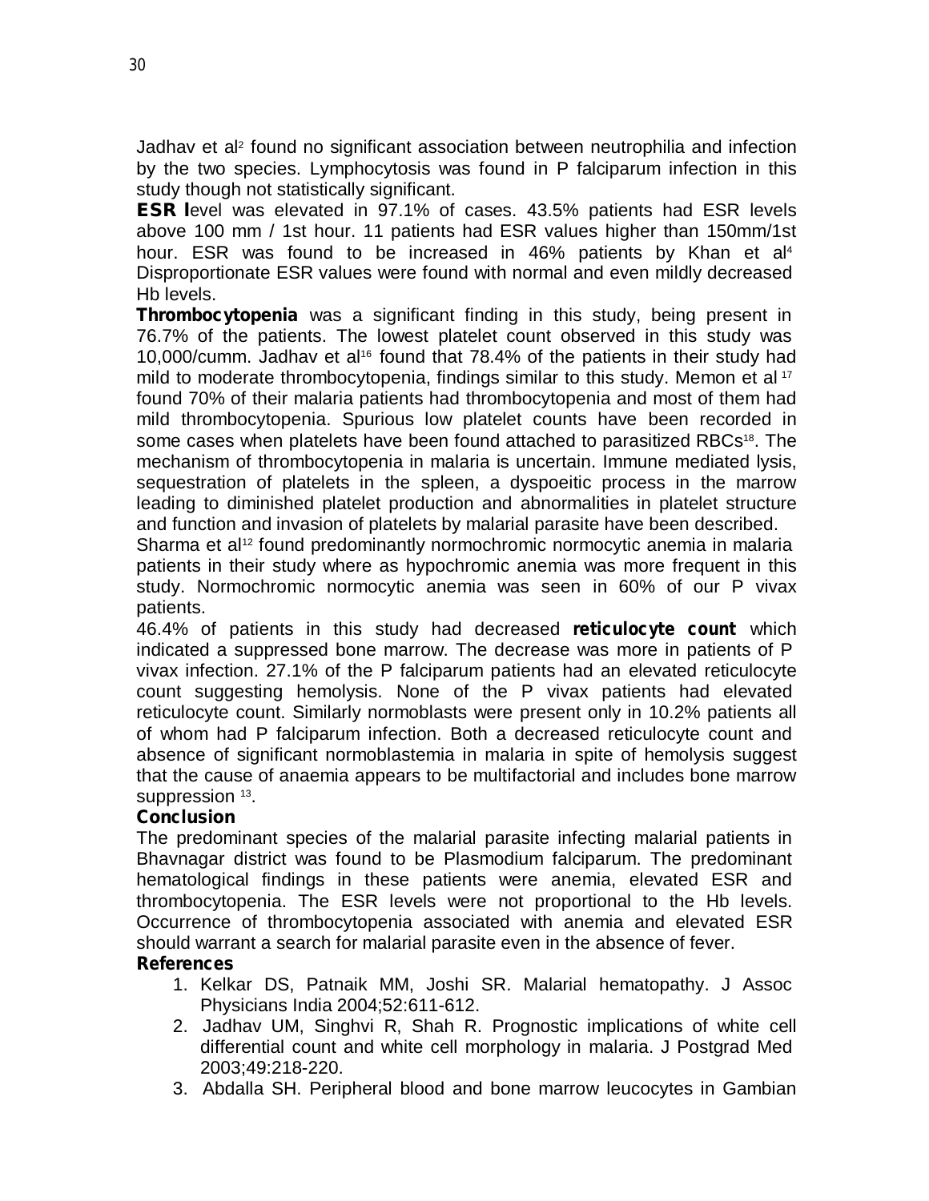Jadhav et al[2] found no significant association between neutrophilia and infection by the two species. Lymphocytosis was found in P falciparum infection in this study though not statistically significant.

**ESR l**evel was elevated in 97.1% of cases. 43.5% patients had ESR levels above 100 mm / 1st hour. 11 patients had ESR values higher than 150mm/1st hour. ESR was found to be increased in 46% patients by Khan et al[4] Disproportionate ESR values were found with normal and even mildly decreased Hb levels.

**Thrombocytopenia** was a significant finding in this study, being present in 76.7% of the patients. The lowest platelet count observed in this study was 10,000/cumm. Jadhav et al[16] found that 78.4% of the patients in their study had mild to moderate thrombocytopenia, findings similar to this study. Memon et al [17] found 70% of their malaria patients had thrombocytopenia and most of them had mild thrombocytopenia. Spurious low platelet counts have been recorded in some cases when platelets have been found attached to parasitized RBCs[18]. The mechanism of thrombocytopenia in malaria is uncertain. Immune mediated lysis, sequestration of platelets in the spleen, a dyspoeitic process in the marrow leading to diminished platelet production and abnormalities in platelet structure and function and invasion of platelets by malarial parasite have been described.

Sharma et al[12] found predominantly normochromic normocytic anemia in malaria patients in their study where as hypochromic anemia was more frequent in this study. Normochromic normocytic anemia was seen in 60% of our P vivax patients.

46.4% of patients in this study had decreased **reticulocyte count** which indicated a suppressed bone marrow. The decrease was more in patients of P vivax infection. 27.1% of the P falciparum patients had an elevated reticulocyte count suggesting hemolysis. None of the P vivax patients had elevated reticulocyte count. Similarly normoblasts were present only in 10.2% patients all of whom had P falciparum infection. Both a decreased reticulocyte count and absence of significant normoblastemia in malaria in spite of hemolysis suggest that the cause of anaemia appears to be multifactorial and includes bone marrow suppression [13].

## Conclusion

The predominant species of the malarial parasite infecting malarial patients in Bhavnagar district was found to be Plasmodium falciparum. The predominant hematological findings in these patients were anemia, elevated ESR and thrombocytopenia. The ESR levels were not proportional to the Hb levels. Occurrence of thrombocytopenia associated with anemia and elevated ESR should warrant a search for malarial parasite even in the absence of fever.

## References

1. Kelkar DS, Patnaik MM, Joshi SR. Malarial hematopathy. J Assoc Physicians India 2004;52:611-612.
2. Jadhav UM, Singhvi R, Shah R. Prognostic implications of white cell differential count and white cell morphology in malaria. J Postgrad Med 2003;49:218-220.
3. Abdalla SH. Peripheral blood and bone marrow leucocytes in Gambian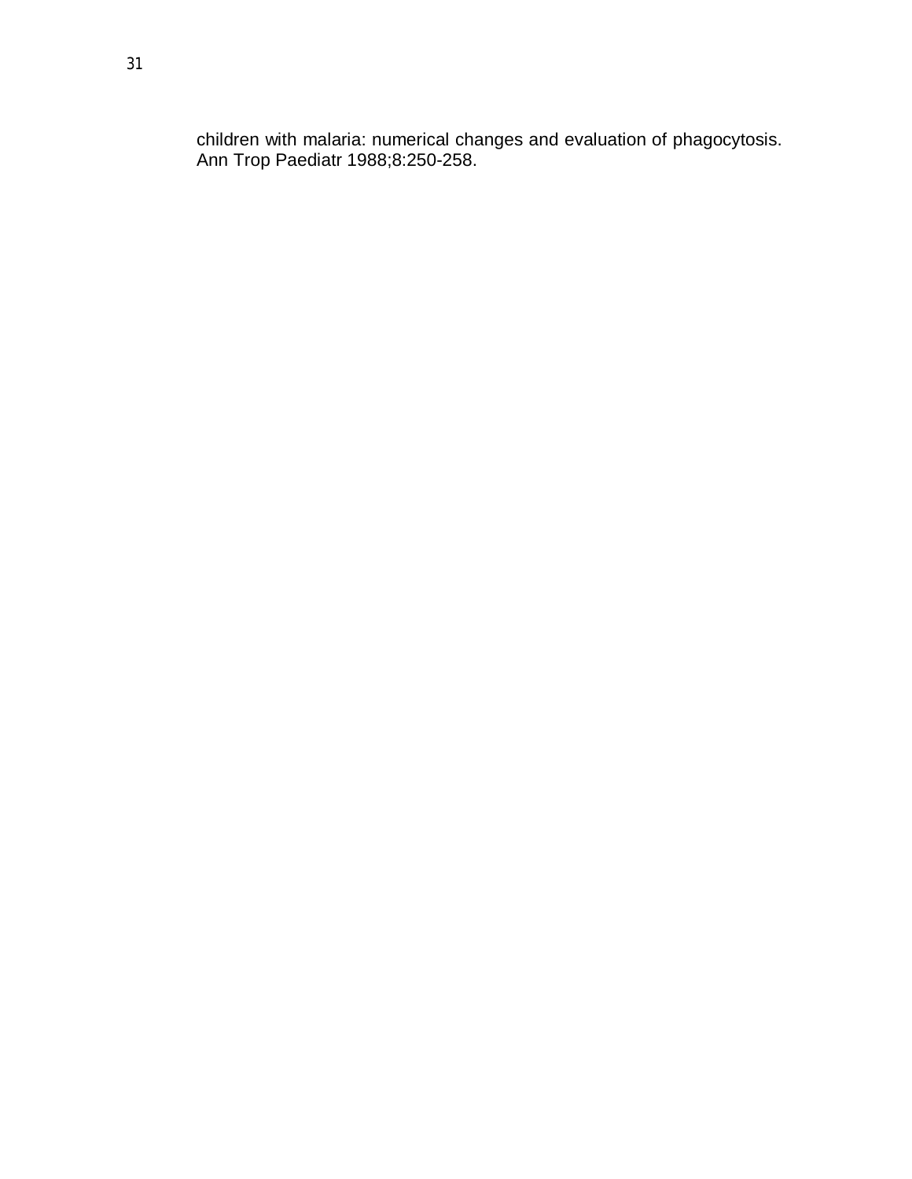children with malaria: numerical changes and evaluation of phagocytosis. Ann Trop Paediatr 1988;8:250-258.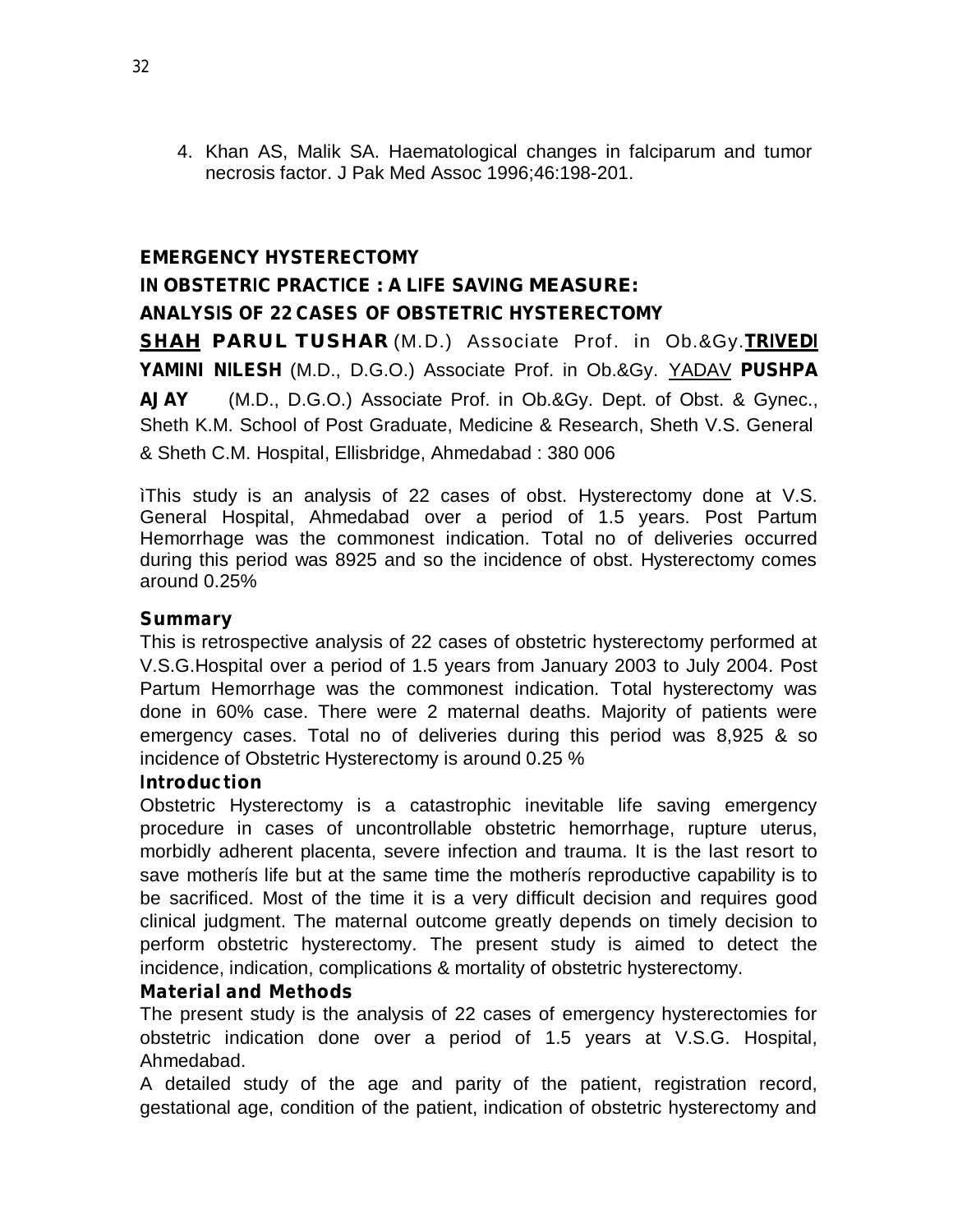4. Khan AS, Malik SA. Haematological changes in falciparum and tumor necrosis factor. J Pak Med Assoc 1996;46:198-201.

## EMERGENCY HYSTERECTOMY IN OBSTETRIC PRACTICE : A LIFE SAVING MEASURE: ANALYSIS OF 22 CASES OF OBSTETRIC HYSTERECTOMY

**SHAH PARUL TUSHAR** (M.D.) Associate Prof. in Ob.&Gy. **TRIVEDI YAMINI NILESH** (M.D., D.G.O.) Associate Prof. in Ob.&Gy. YADAV **PUSHPA AJAY** (M.D., D.G.O.) Associate Prof. in Ob.&Gy. Dept. of Obst. & Gynec., Sheth K.M. School of Post Graduate, Medicine & Research, Sheth V.S. General & Sheth C.M. Hospital, Ellisbridge, Ahmedabad : 380 006

ìThis study is an analysis of 22 cases of obst. Hysterectomy done at V.S. General Hospital, Ahmedabad over a period of 1.5 years. Post Partum Hemorrhage was the commonest indication. Total no of deliveries occurred during this period was 8925 and so the incidence of obst. Hysterectomy comes around 0.25%

### Summary

This is retrospective analysis of 22 cases of obstetric hysterectomy performed at V.S.G.Hospital over a period of 1.5 years from January 2003 to July 2004. Post Partum Hemorrhage was the commonest indication. Total hysterectomy was done in 60% case. There were 2 maternal deaths. Majority of patients were emergency cases. Total no of deliveries during this period was 8,925 & so incidence of Obstetric Hysterectomy is around 0.25 %

### Introduction

Obstetric Hysterectomy is a catastrophic inevitable life saving emergency procedure in cases of uncontrollable obstetric hemorrhage, rupture uterus, morbidly adherent placenta, severe infection and trauma. It is the last resort to save motherís life but at the same time the motherís reproductive capability is to be sacrificed. Most of the time it is a very difficult decision and requires good clinical judgment. The maternal outcome greatly depends on timely decision to perform obstetric hysterectomy. The present study is aimed to detect the incidence, indication, complications & mortality of obstetric hysterectomy.

### Material and Methods

The present study is the analysis of 22 cases of emergency hysterectomies for obstetric indication done over a period of 1.5 years at V.S.G. Hospital, Ahmedabad.

A detailed study of the age and parity of the patient, registration record, gestational age, condition of the patient, indication of obstetric hysterectomy and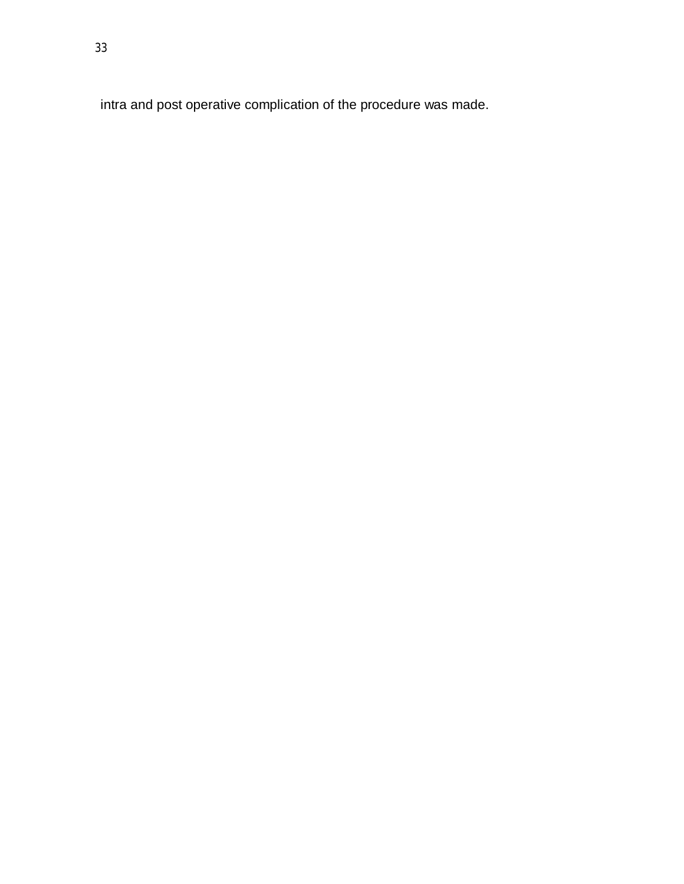intra and post operative complication of the procedure was made.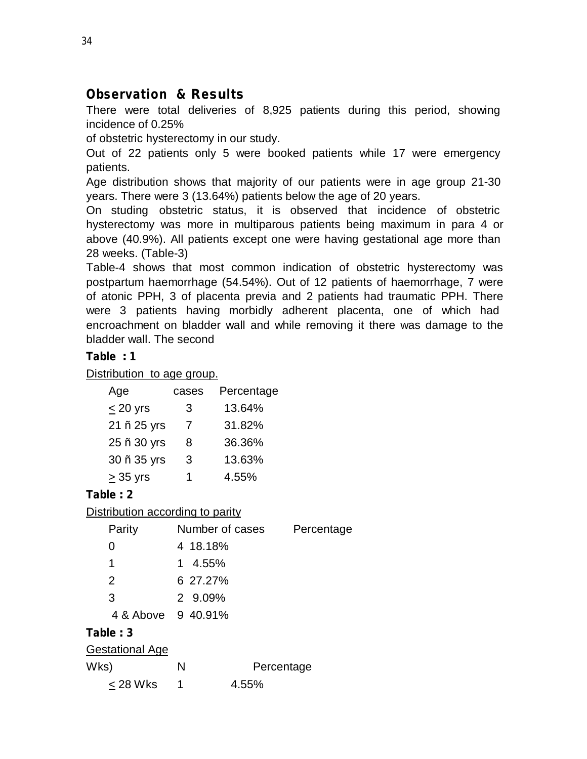## Observation & Results

There were total deliveries of 8,925 patients during this period, showing incidence of 0.25% of obstetric hysterectomy in our study.

Out of 22 patients only 5 were booked patients while 17 were emergency patients.

Age distribution shows that majority of our patients were in age group 21-30 years. There were 3 (13.64%) patients below the age of 20 years.

On studing obstetric status, it is observed that incidence of obstetric hysterectomy was more in multiparous patients being maximum in para 4 or above (40.9%). All patients except one were having gestational age more than 28 weeks. (Table-3)

Table-4 shows that most common indication of obstetric hysterectomy was postpartum haemorrhage (54.54%). Out of 12 patients of haemorrhage, 7 were of atonic PPH, 3 of placenta previa and 2 patients had traumatic PPH. There were 3 patients having morbidly adherent placenta, one of which had encroachment on bladder wall and while removing it there was damage to the bladder wall. The second

**Table : 1**

Distribution to age group.

| Age | cases | Percentage |
|---|---|---|
| ≤ 20 yrs | 3 | 13.64% |
| 21 ñ 25 yrs | 7 | 31.82% |
| 25 ñ 30 yrs | 8 | 36.36% |
| 30 ñ 35 yrs | 3 | 13.63% |
| ≥ 35 yrs | 1 | 4.55% |

**Table : 2**

Distribution according to parity

| Parity | Number of cases | Percentage |
|---|---|---|
| 0 | 4 | 18.18% |
| 1 | 1 | 4.55% |
| 2 | 6 | 27.27% |
| 3 | 2 | 9.09% |
| 4 & Above | 9 | 40.91% |

**Table : 3**

Gestational Age

| Wks) | N | Percentage |
|---|---|---|
| ≤ 28 Wks | 1 | 4.55% |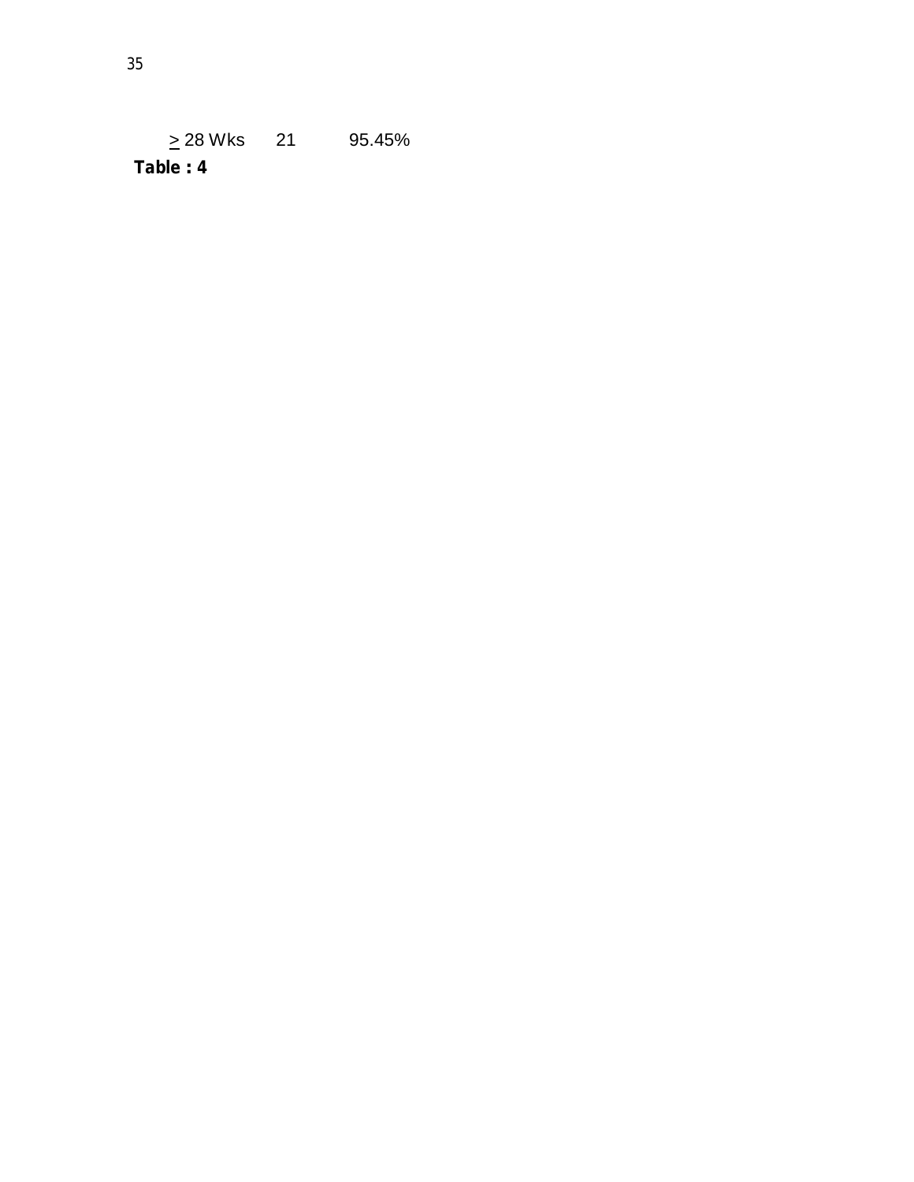| $\geq$ 28 Wks | 21 | 95.45% |
|---|---|---|

**Table : 4**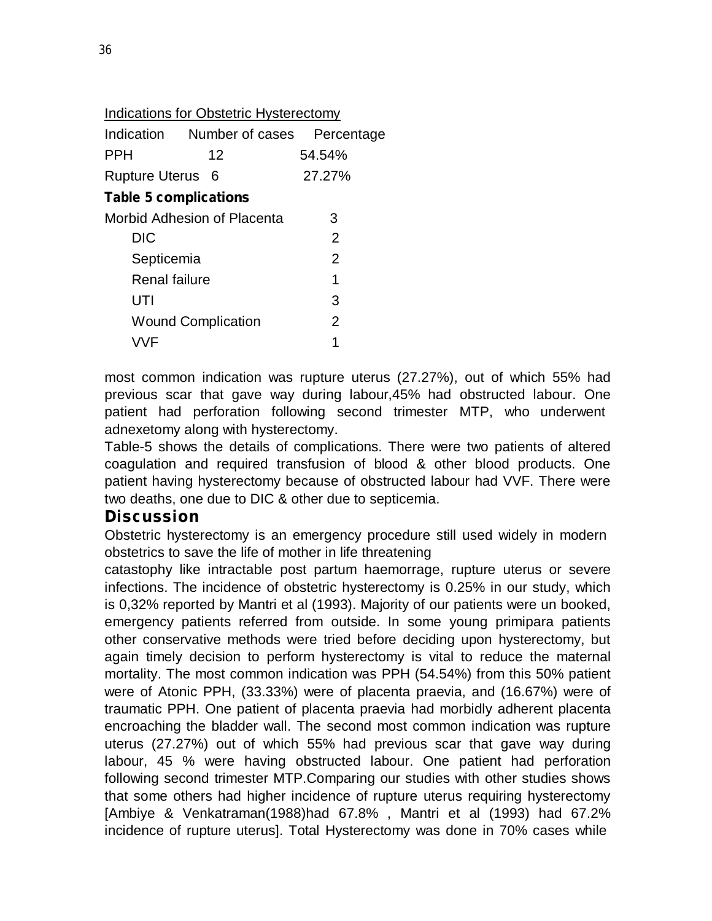Indications for Obstetric Hysterectomy

| Indication | Number of cases | Percentage |
|---|---|---|
| PPH | 12 | 54.54% |
| Rupture Uterus | 6 | 27.27% |

**Table 5 complications**

| Complication | Number |
|---|---|
| Morbid Adhesion of Placenta | 3 |
| DIC | 2 |
| Septicemia | 2 |
| Renal failure | 1 |
| UTI | 3 |
| Wound Complication | 2 |
| VVF | 1 |

most common indication was rupture uterus (27.27%), out of which 55% had previous scar that gave way during labour,45% had obstructed labour. One patient had perforation following second trimester MTP, who underwent adnexetomy along with hysterectomy.

Table-5 shows the details of complications. There were two patients of altered coagulation and required transfusion of blood & other blood products. One patient having hysterectomy because of obstructed labour had VVF. There were two deaths, one due to DIC & other due to septicemia.

## Discussion

Obstetric hysterectomy is an emergency procedure still used widely in modern obstetrics to save the life of mother in life threatening catastophy like intractable post partum haemorrage, rupture uterus or severe infections. The incidence of obstetric hysterectomy is 0.25% in our study, which is 0,32% reported by Mantri et al (1993). Majority of our patients were un booked, emergency patients referred from outside. In some young primipara patients other conservative methods were tried before deciding upon hysterectomy, but again timely decision to perform hysterectomy is vital to reduce the maternal mortality. The most common indication was PPH (54.54%) from this 50% patient were of Atonic PPH, (33.33%) were of placenta praevia, and (16.67%) were of traumatic PPH. One patient of placenta praevia had morbidly adherent placenta encroaching the bladder wall. The second most common indication was rupture uterus (27.27%) out of which 55% had previous scar that gave way during labour, 45 % were having obstructed labour. One patient had perforation following second trimester MTP.Comparing our studies with other studies shows that some others had higher incidence of rupture uterus requiring hysterectomy [Ambiye & Venkatraman(1988)had 67.8% , Mantri et al (1993) had 67.2% incidence of rupture uterus]. Total Hysterectomy was done in 70% cases while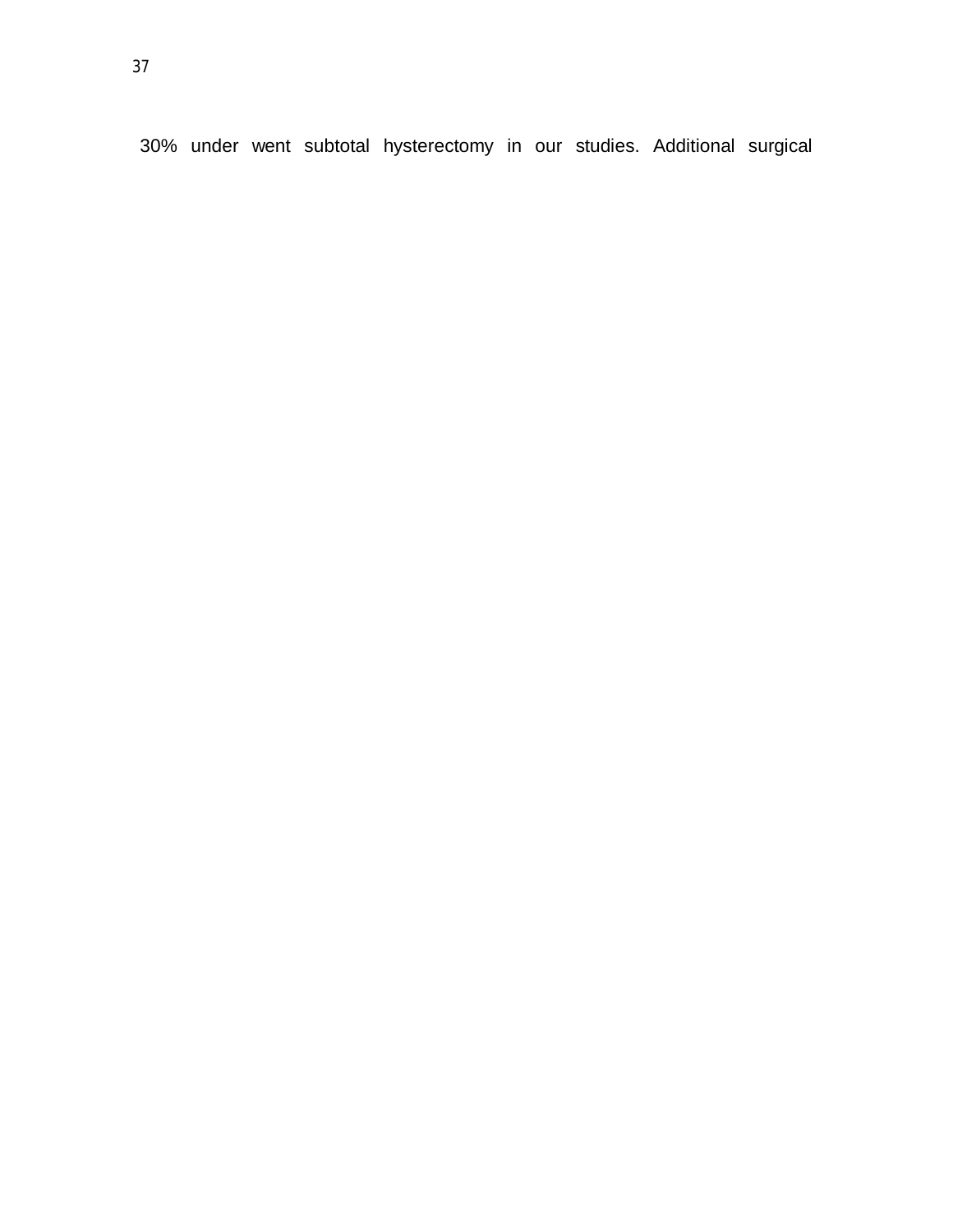30% under went subtotal hysterectomy in our studies. Additional surgical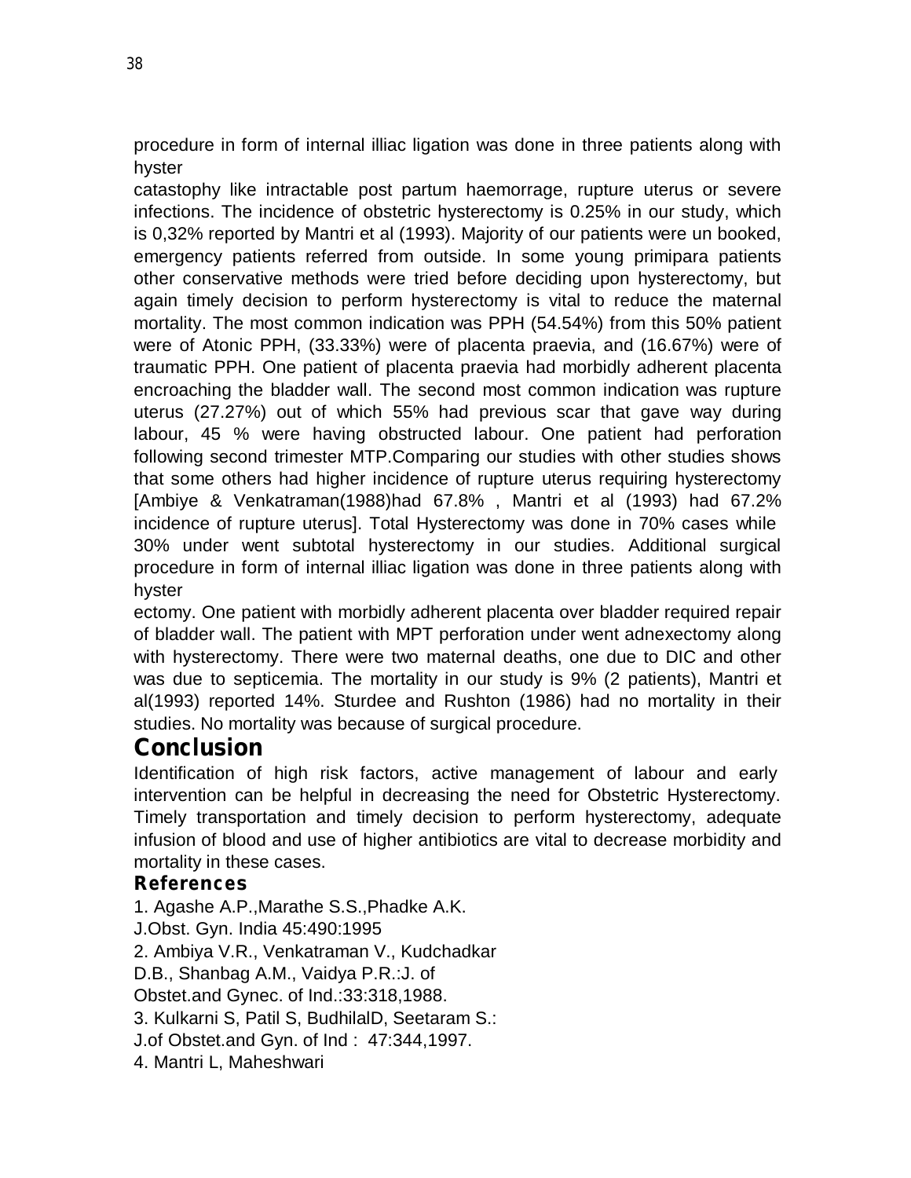procedure in form of internal illiac ligation was done in three patients along with hyster

catastophy like intractable post partum haemorrage, rupture uterus or severe infections. The incidence of obstetric hysterectomy is 0.25% in our study, which is 0,32% reported by Mantri et al (1993). Majority of our patients were un booked, emergency patients referred from outside. In some young primipara patients other conservative methods were tried before deciding upon hysterectomy, but again timely decision to perform hysterectomy is vital to reduce the maternal mortality. The most common indication was PPH (54.54%) from this 50% patient were of Atonic PPH, (33.33%) were of placenta praevia, and (16.67%) were of traumatic PPH. One patient of placenta praevia had morbidly adherent placenta encroaching the bladder wall. The second most common indication was rupture uterus (27.27%) out of which 55% had previous scar that gave way during labour, 45 % were having obstructed labour. One patient had perforation following second trimester MTP.Comparing our studies with other studies shows that some others had higher incidence of rupture uterus requiring hysterectomy [Ambiye & Venkatraman(1988)had 67.8% , Mantri et al (1993) had 67.2% incidence of rupture uterus]. Total Hysterectomy was done in 70% cases while 30% under went subtotal hysterectomy in our studies. Additional surgical procedure in form of internal illiac ligation was done in three patients along with hyster

ectomy. One patient with morbidly adherent placenta over bladder required repair of bladder wall. The patient with MPT perforation under went adnexectomy along with hysterectomy. There were two maternal deaths, one due to DIC and other was due to septicemia. The mortality in our study is 9% (2 patients), Mantri et al(1993) reported 14%. Sturdee and Rushton (1986) had no mortality in their studies. No mortality was because of surgical procedure.

## Conclusion

Identification of high risk factors, active management of labour and early intervention can be helpful in decreasing the need for Obstetric Hysterectomy. Timely transportation and timely decision to perform hysterectomy, adequate infusion of blood and use of higher antibiotics are vital to decrease morbidity and mortality in these cases.

### References

1. Agashe A.P.,Marathe S.S.,Phadke A.K.
J.Obst. Gyn. India 45:490:1995
2. Ambiya V.R., Venkatraman V., Kudchadkar
D.B., Shanbag A.M., Vaidya P.R.:J. of
Obstet.and Gynec. of Ind.:33:318,1988.
3. Kulkarni S, Patil S, BudhilalD, Seetaram S.:
J.of Obstet.and Gyn. of Ind : 47:344,1997.
4. Mantri L, Maheshwari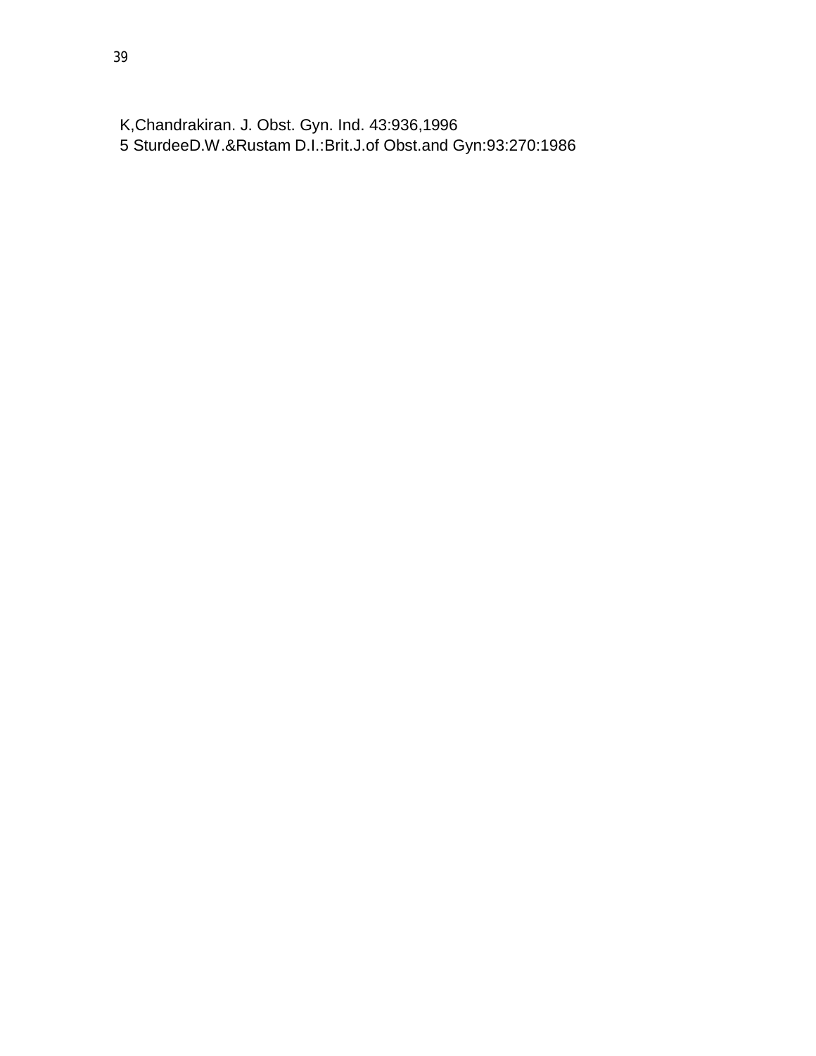K,Chandrakiran. J. Obst. Gyn. Ind. 43:936,1996

5 SturdeeD.W.&Rustam D.I.:Brit.J.of Obst.and Gyn:93:270:1986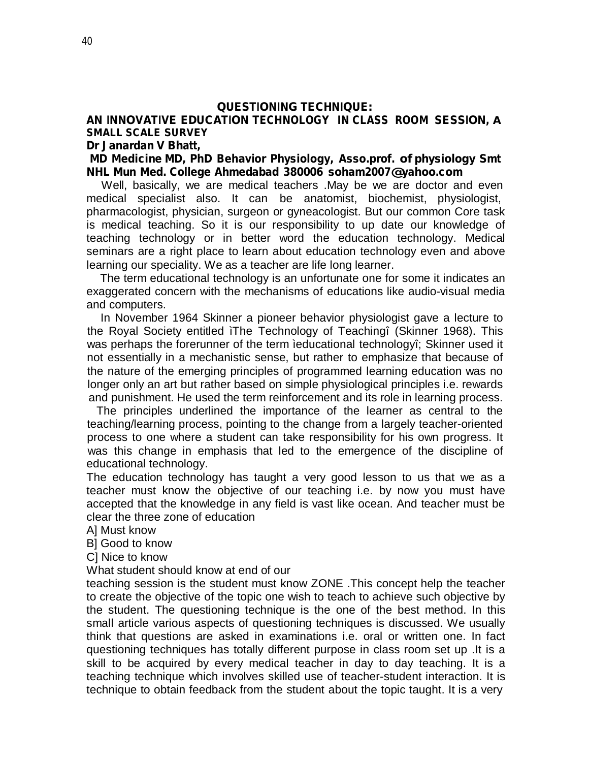**QUESTIONING TECHNIQUE:**

**AN INNOVATIVE EDUCATION TECHNOLOGY IN CLASS ROOM SESSION, A SMALL SCALE SURVEY**

**Dr Janardan V Bhatt,**

**MD Medicine MD, PhD Behavior Physiology, Asso.prof. of physiology Smt NHL Mun Med. College Ahmedabad 380006 soham2007@yahoo.com**

Well, basically, we are medical teachers .May be we are doctor and even medical specialist also. It can be anatomist, biochemist, physiologist, pharmacologist, physician, surgeon or gyneacologist. But our common Core task is medical teaching. So it is our responsibility to up date our knowledge of teaching technology or in better word the education technology. Medical seminars are a right place to learn about education technology even and above learning our speciality. We as a teacher are life long learner.

The term educational technology is an unfortunate one for some it indicates an exaggerated concern with the mechanisms of educations like audio-visual media and computers.

In November 1964 Skinner a pioneer behavior physiologist gave a lecture to the Royal Society entitled ìThe Technology of Teachingî (Skinner 1968). This was perhaps the forerunner of the term ìeducational technologyî; Skinner used it not essentially in a mechanistic sense, but rather to emphasize that because of the nature of the emerging principles of programmed learning education was no longer only an art but rather based on simple physiological principles i.e. rewards and punishment. He used the term reinforcement and its role in learning process.

The principles underlined the importance of the learner as central to the teaching/learning process, pointing to the change from a largely teacher-oriented process to one where a student can take responsibility for his own progress. It was this change in emphasis that led to the emergence of the discipline of educational technology.

The education technology has taught a very good lesson to us that we as a teacher must know the objective of our teaching i.e. by now you must have accepted that the knowledge in any field is vast like ocean. And teacher must be clear the three zone of education

A] Must know

B] Good to know

C] Nice to know

What student should know at end of our teaching session is the student must know ZONE .This concept help the teacher to create the objective of the topic one wish to teach to achieve such objective by the student. The questioning technique is the one of the best method. In this small article various aspects of questioning techniques is discussed. We usually think that questions are asked in examinations i.e. oral or written one. In fact questioning techniques has totally different purpose in class room set up .It is a skill to be acquired by every medical teacher in day to day teaching. It is a teaching technique which involves skilled use of teacher-student interaction. It is technique to obtain feedback from the student about the topic taught. It is a very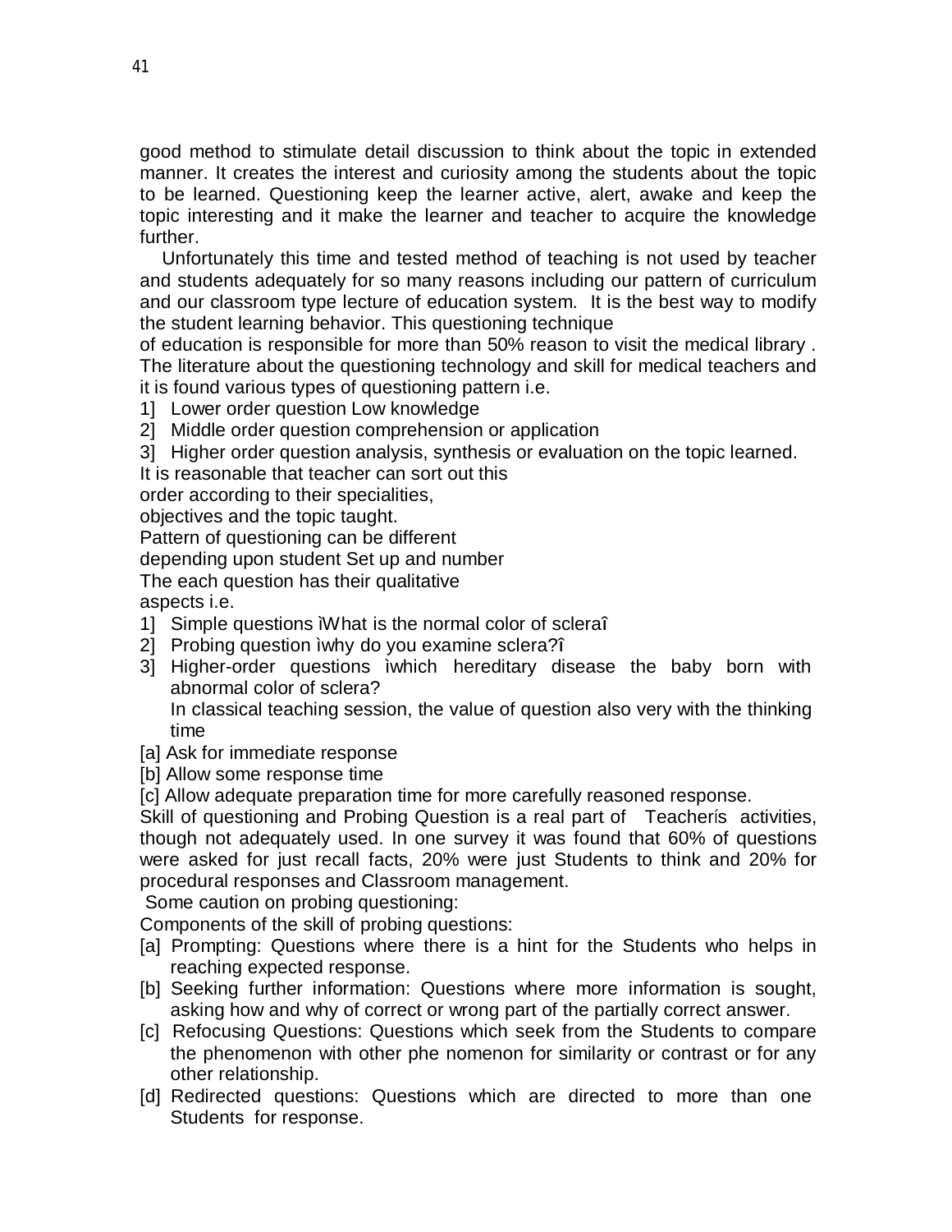good method to stimulate detail discussion to think about the topic in extended manner. It creates the interest and curiosity among the students about the topic to be learned. Questioning keep the learner active, alert, awake and keep the topic interesting and it make the learner and teacher to acquire the knowledge further.

Unfortunately this time and tested method of teaching is not used by teacher and students adequately for so many reasons including our pattern of curriculum and our classroom type lecture of education system. It is the best way to modify the student learning behavior. This questioning technique of education is responsible for more than 50% reason to visit the medical library . The literature about the questioning technology and skill for medical teachers and it is found various types of questioning pattern i.e.

1] Lower order question Low knowledge
2] Middle order question comprehension or application
3] Higher order question analysis, synthesis or evaluation on the topic learned.

It is reasonable that teacher can sort out this order according to their specialities, objectives and the topic taught.

Pattern of questioning can be different depending upon student Set up and number

The each question has their qualitative aspects i.e.

1] Simple questions ìWhat is the normal color of scleraî
2] Probing question ìwhy do you examine sclera?î
3] Higher-order questions ìwhich hereditary disease the baby born with abnormal color of sclera?

   In classical teaching session, the value of question also very with the thinking time

[a] Ask for immediate response
[b] Allow some response time
[c] Allow adequate preparation time for more carefully reasoned response.

Skill of questioning and Probing Question is a real part of Teacherís activities, though not adequately used. In one survey it was found that 60% of questions were asked for just recall facts, 20% were just Students to think and 20% for procedural responses and Classroom management.

Some caution on probing questioning:

Components of the skill of probing questions:

[a] Prompting: Questions where there is a hint for the Students who helps in reaching expected response.
[b] Seeking further information: Questions where more information is sought, asking how and why of correct or wrong part of the partially correct answer.
[c] Refocusing Questions: Questions which seek from the Students to compare the phenomenon with other phe nomenon for similarity or contrast or for any other relationship.
[d] Redirected questions: Questions which are directed to more than one Students for response.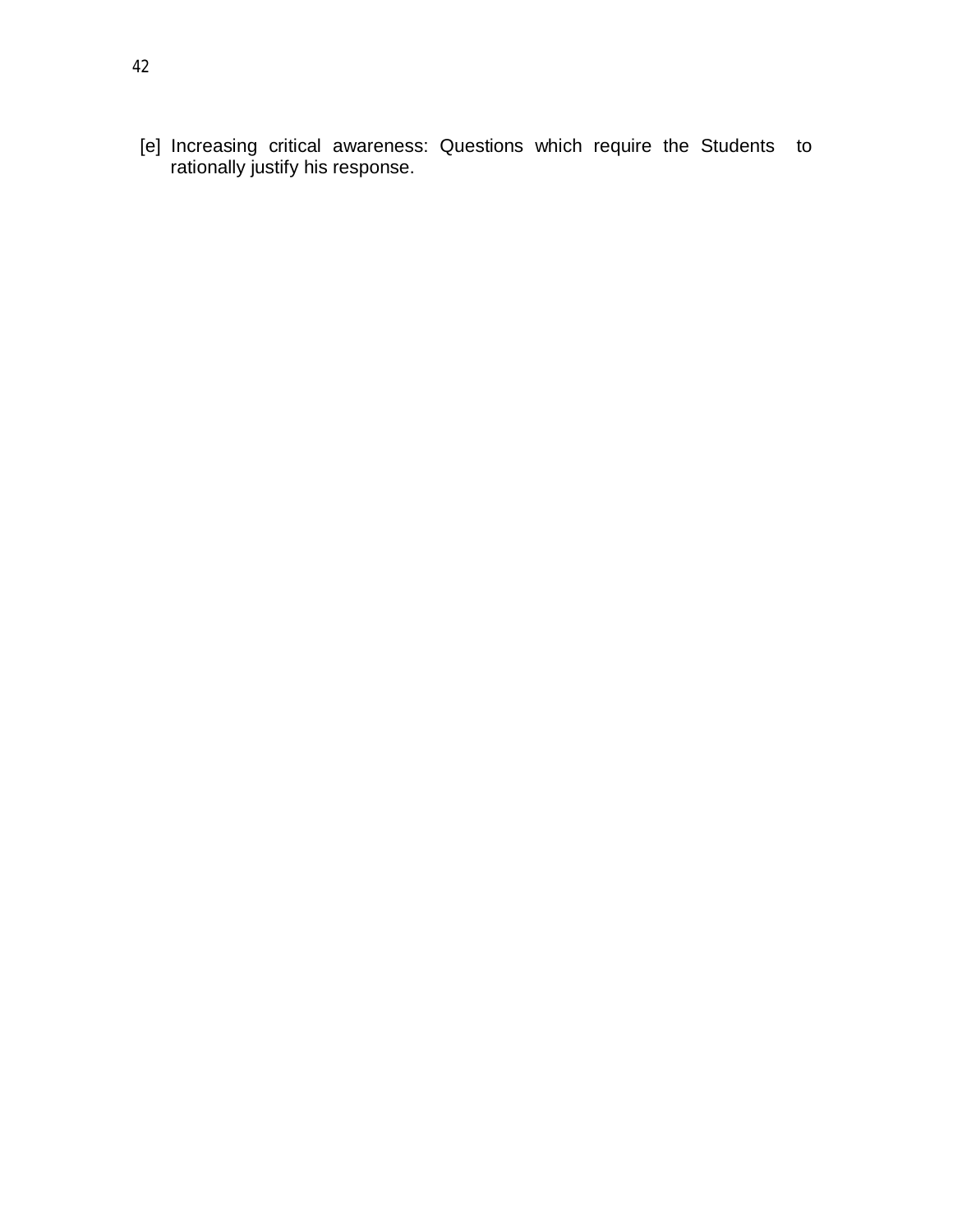[e] Increasing critical awareness: Questions which require the Students to rationally justify his response.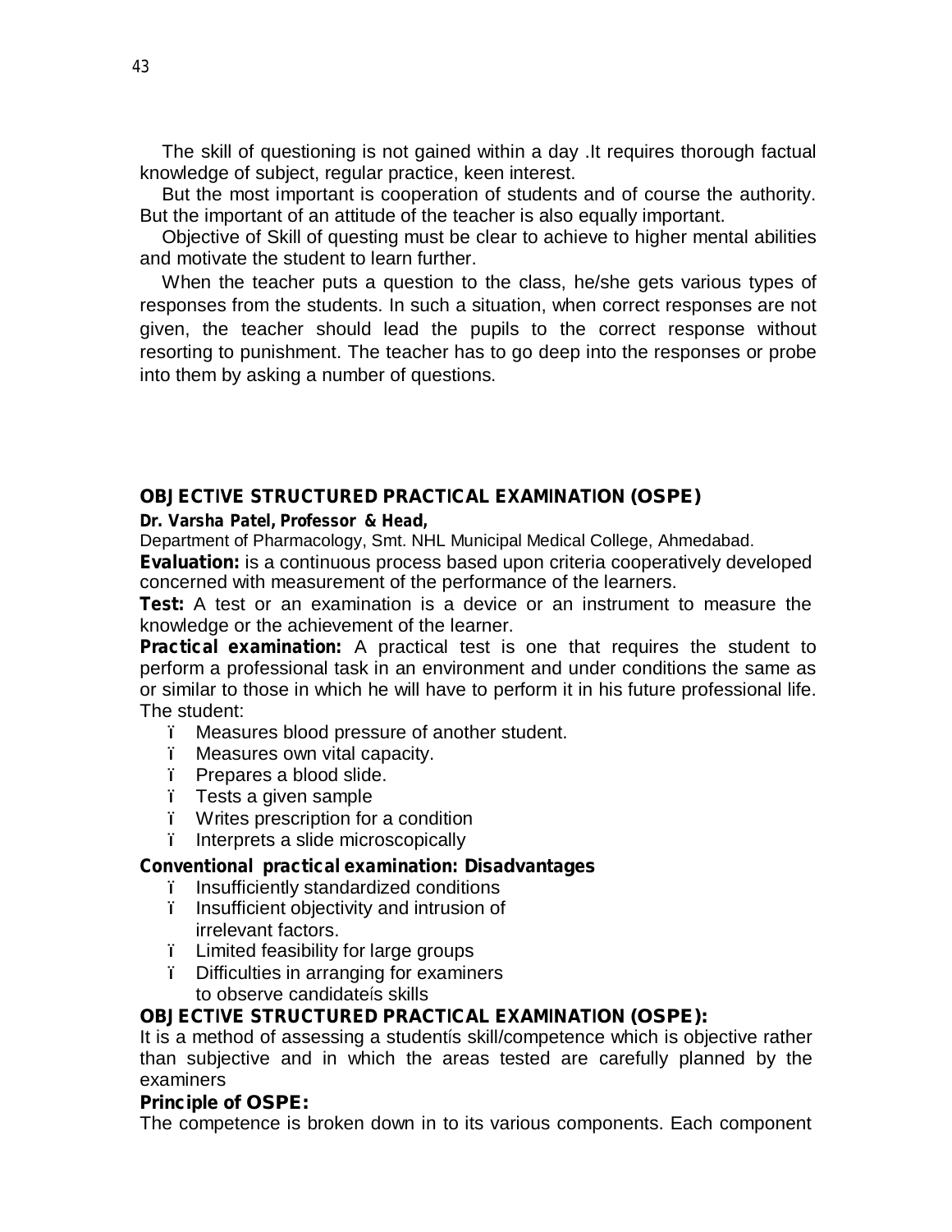The skill of questioning is not gained within a day .It requires thorough factual knowledge of subject, regular practice, keen interest.

But the most important is cooperation of students and of course the authority. But the important of an attitude of the teacher is also equally important.

Objective of Skill of questing must be clear to achieve to higher mental abilities and motivate the student to learn further.

When the teacher puts a question to the class, he/she gets various types of responses from the students. In such a situation, when correct responses are not given, the teacher should lead the pupils to the correct response without resorting to punishment. The teacher has to go deep into the responses or probe into them by asking a number of questions.

## OBJECTIVE STRUCTURED PRACTICAL EXAMINATION (OSPE)

**Dr. Varsha Patel, Professor & Head,**

Department of Pharmacology, Smt. NHL Municipal Medical College, Ahmedabad.

**Evaluation:** is a continuous process based upon criteria cooperatively developed concerned with measurement of the performance of the learners.

**Test:** A test or an examination is a device or an instrument to measure the knowledge or the achievement of the learner.

**Practical examination:** A practical test is one that requires the student to perform a professional task in an environment and under conditions the same as or similar to those in which he will have to perform it in his future professional life. The student:

- Measures blood pressure of another student.
- Measures own vital capacity.
- Prepares a blood slide.
- Tests a given sample
- Writes prescription for a condition
- Interprets a slide microscopically

**Conventional practical examination: Disadvantages**

- Insufficiently standardized conditions
- Insufficient objectivity and intrusion of irrelevant factors.
- Limited feasibility for large groups
- Difficulties in arranging for examiners to observe candidate's skills

**OBJECTIVE STRUCTURED PRACTICAL EXAMINATION (OSPE):**

It is a method of assessing a student's skill/competence which is objective rather than subjective and in which the areas tested are carefully planned by the examiners

**Principle of OSPE:**

The competence is broken down in to its various components. Each component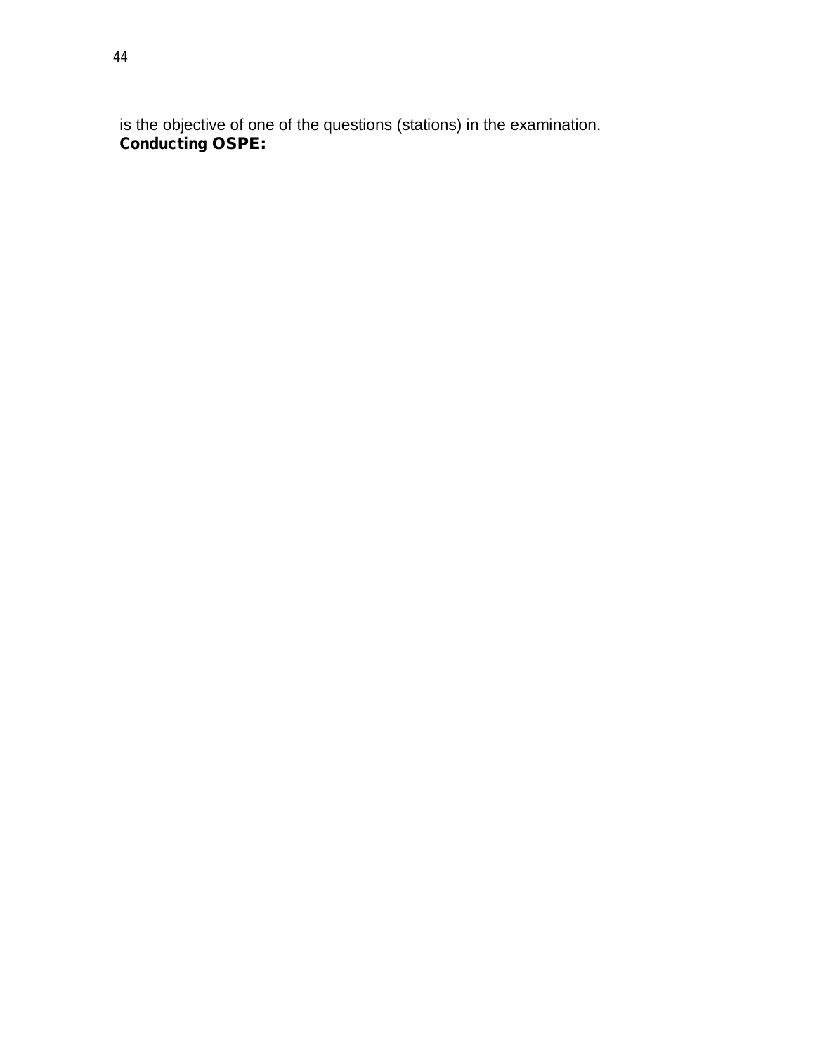is the objective of one of the questions (stations) in the examination.

**Conducting OSPE:**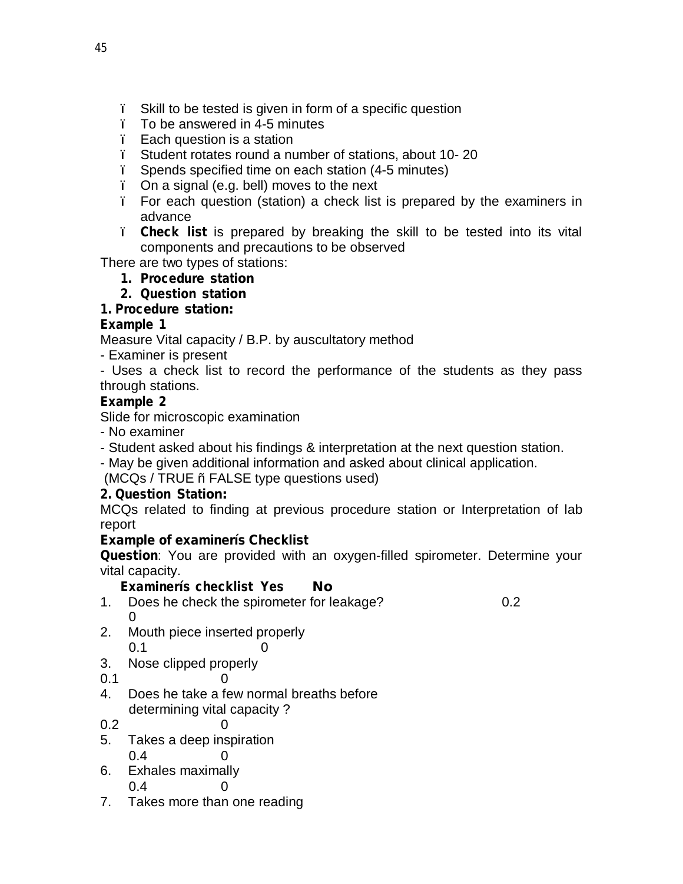- Skill to be tested is given in form of a specific question
- To be answered in 4-5 minutes
- Each question is a station
- Student rotates round a number of stations, about 10- 20
- Spends specified time on each station (4-5 minutes)
- On a signal (e.g. bell) moves to the next
- For each question (station) a check list is prepared by the examiners in advance
- **Check list** is prepared by breaking the skill to be tested into its vital components and precautions to be observed

There are two types of stations:

1. **Procedure station**
2. **Question station**

**1. Procedure station:**

**Example 1**

Measure Vital capacity / B.P. by auscultatory method

- Examiner is present
- Uses a check list to record the performance of the students as they pass through stations.

**Example 2**

Slide for microscopic examination

- No examiner
- Student asked about his findings & interpretation at the next question station.
- May be given additional information and asked about clinical application.

(MCQs / TRUE ñ FALSE type questions used)

**2. Question Station:**

MCQs related to finding at previous procedure station or Interpretation of lab report

**Example of examinerís Checklist**

**Question**: You are provided with an oxygen-filled spirometer. Determine your vital capacity.

| Examinerís checklist | Yes | No |
|---|---|---|
| 1. Does he check the spirometer for leakage? | 0.2 | 0 |
| 2. Mouth piece inserted properly | 0.1 | 0 |
| 3. Nose clipped properly | 0.1 | 0 |
| 4. Does he take a few normal breaths before determining vital capacity ? | 0.2 | 0 |
| 5. Takes a deep inspiration | 0.4 | 0 |
| 6. Exhales maximally | 0.4 | 0 |
| 7. Takes more than one reading | | |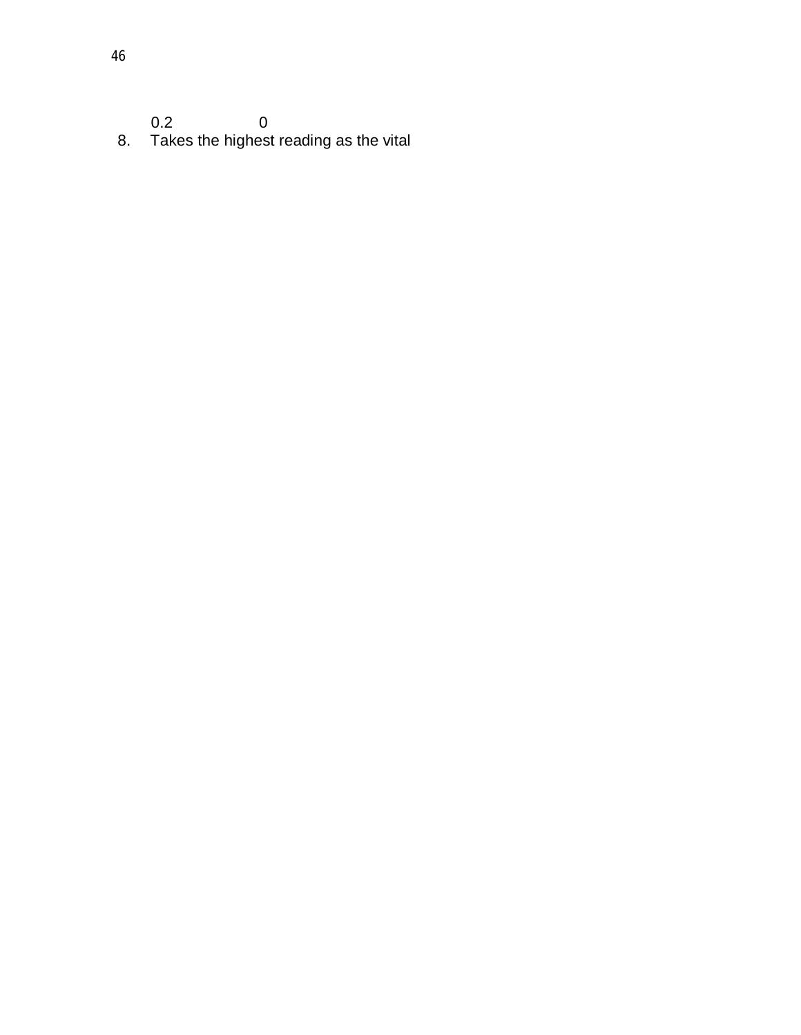0.2 0

8. Takes the highest reading as the vital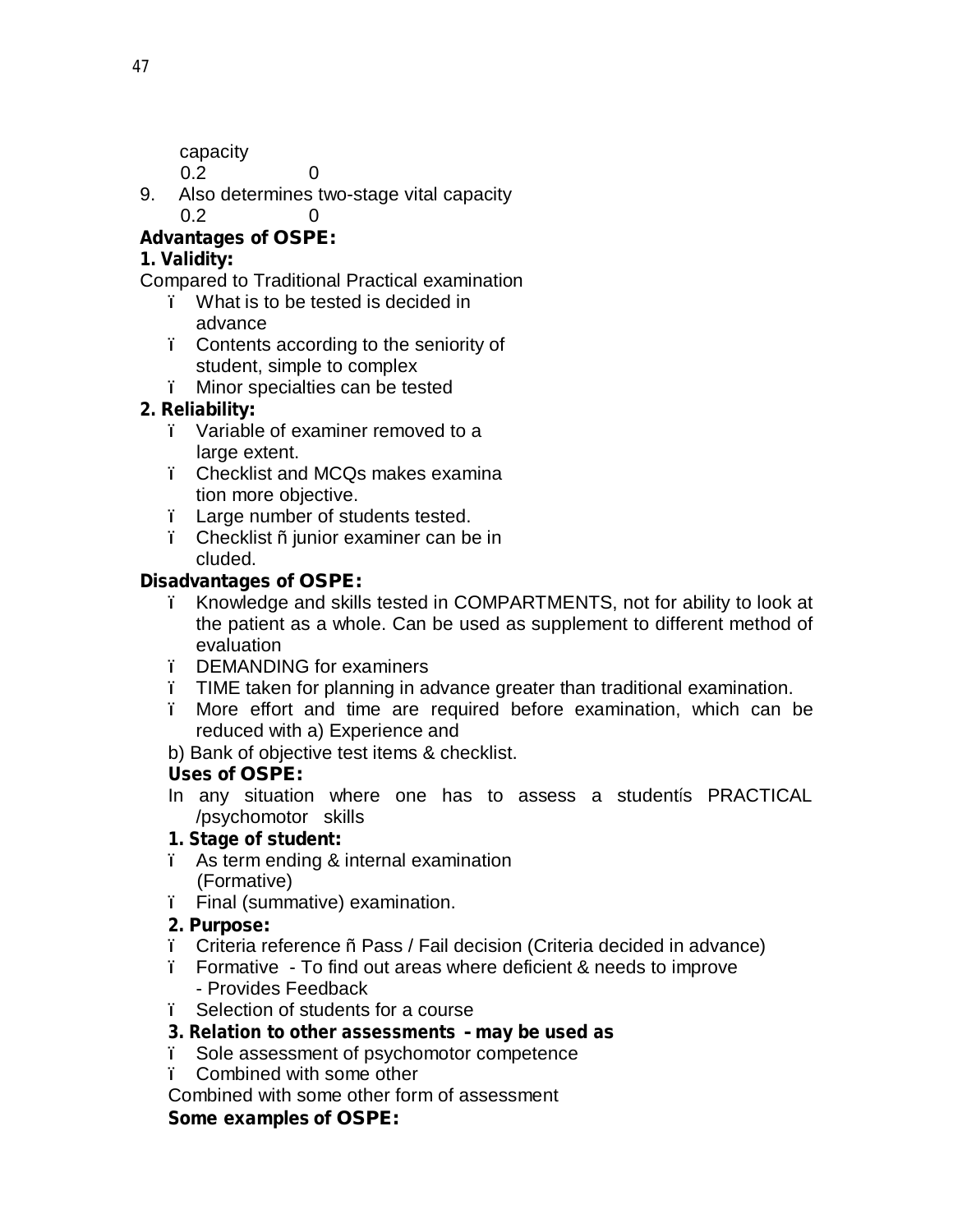capacity

0.2 0

9. Also determines two-stage vital capacity

0.2 0

**Advantages of OSPE:**

**1. Validity:**

Compared to Traditional Practical examination

- What is to be tested is decided in advance
- Contents according to the seniority of student, simple to complex
- Minor specialties can be tested

**2. Reliability:**

- Variable of examiner removed to a large extent.
- Checklist and MCQs makes examination more objective.
- Large number of students tested.
- Checklist – junior examiner can be included.

**Disadvantages of OSPE:**

- Knowledge and skills tested in COMPARTMENTS, not for ability to look at the patient as a whole. Can be used as supplement to different method of evaluation
- DEMANDING for examiners
- TIME taken for planning in advance greater than traditional examination.
- More effort and time are required before examination, which can be reduced with a) Experience and

b) Bank of objective test items & checklist.

**Uses of OSPE:**

In any situation where one has to assess a student's PRACTICAL /psychomotor skills

**1. Stage of student:**

- As term ending & internal examination (Formative)
- Final (summative) examination.

**2. Purpose:**

- Criteria reference – Pass / Fail decision (Criteria decided in advance)
- Formative - To find out areas where deficient & needs to improve
  - Provides Feedback
- Selection of students for a course

**3. Relation to other assessments - may be used as**

- Sole assessment of psychomotor competence
- Combined with some other

Combined with some other form of assessment

**Some examples of OSPE:**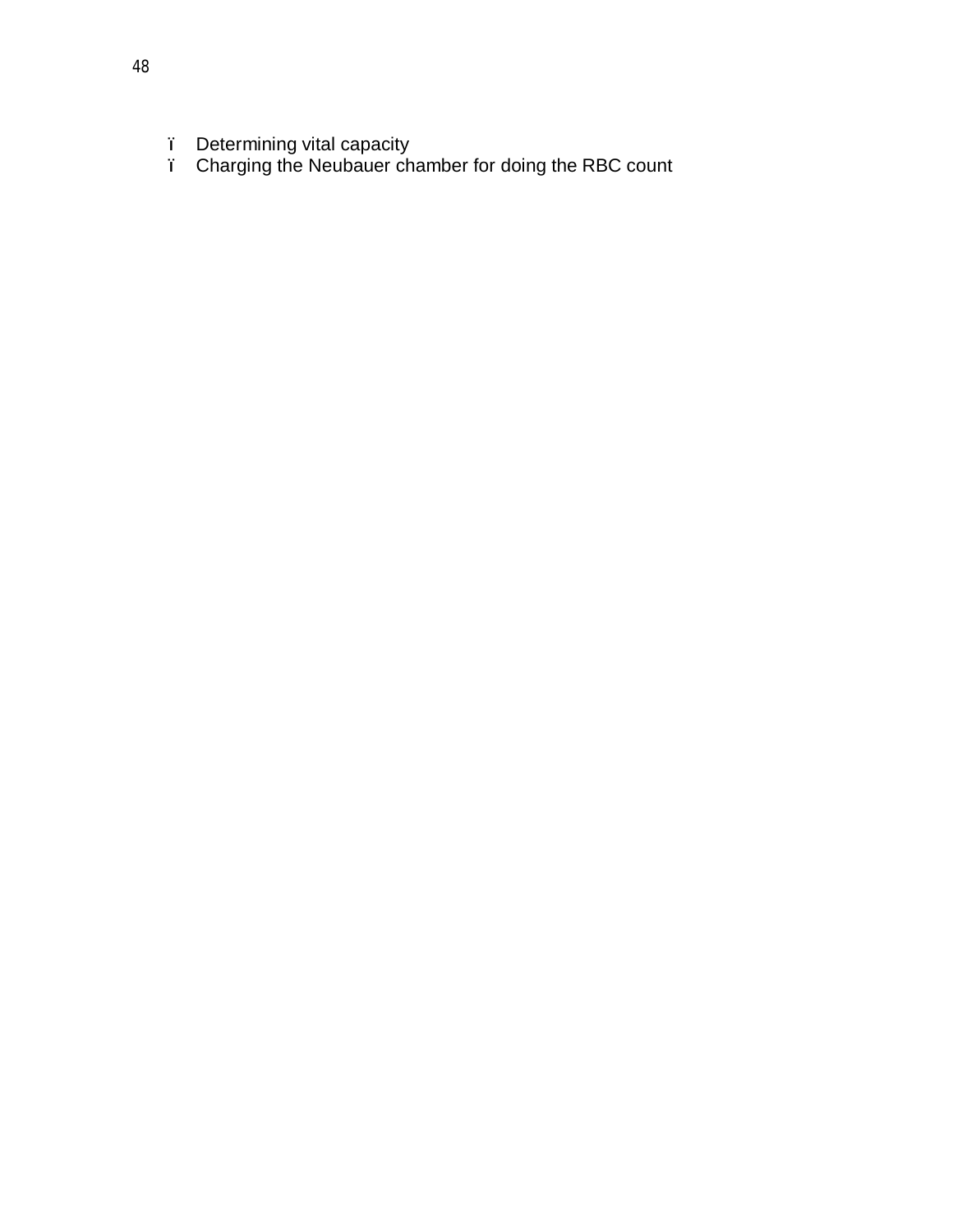- Determining vital capacity
- Charging the Neubauer chamber for doing the RBC count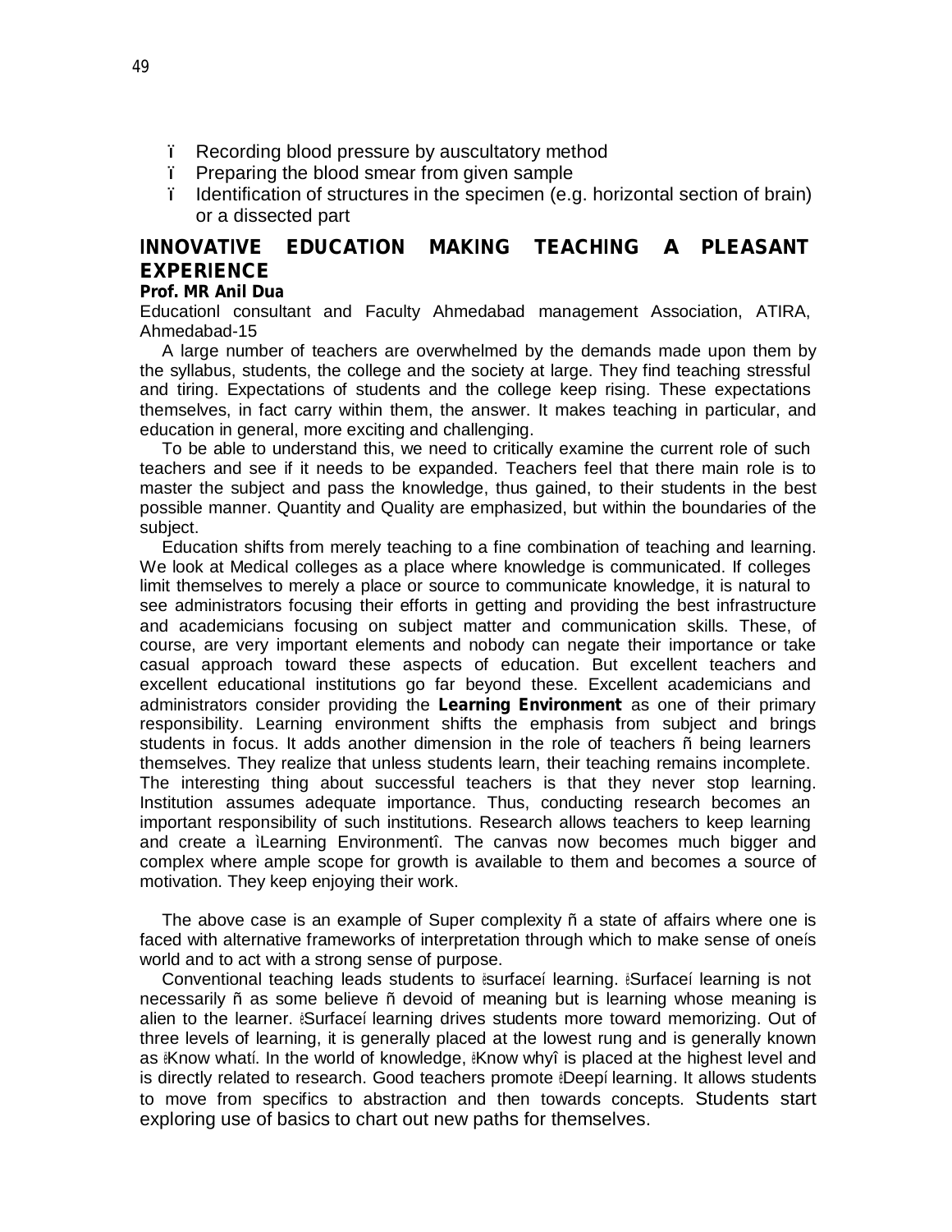- Recording blood pressure by auscultatory method
- Preparing the blood smear from given sample
- Identification of structures in the specimen (e.g. horizontal section of brain) or a dissected part

## INNOVATIVE EDUCATION MAKING TEACHING A PLEASANT EXPERIENCE

**Prof. MR Anil Dua**

Educationl consultant and Faculty Ahmedabad management Association, ATIRA, Ahmedabad-15

A large number of teachers are overwhelmed by the demands made upon them by the syllabus, students, the college and the society at large. They find teaching stressful and tiring. Expectations of students and the college keep rising. These expectations themselves, in fact carry within them, the answer. It makes teaching in particular, and education in general, more exciting and challenging.

To be able to understand this, we need to critically examine the current role of such teachers and see if it needs to be expanded. Teachers feel that there main role is to master the subject and pass the knowledge, thus gained, to their students in the best possible manner. Quantity and Quality are emphasized, but within the boundaries of the subject.

Education shifts from merely teaching to a fine combination of teaching and learning. We look at Medical colleges as a place where knowledge is communicated. If colleges limit themselves to merely a place or source to communicate knowledge, it is natural to see administrators focusing their efforts in getting and providing the best infrastructure and academicians focusing on subject matter and communication skills. These, of course, are very important elements and nobody can negate their importance or take casual approach toward these aspects of education. But excellent teachers and excellent educational institutions go far beyond these. Excellent academicians and administrators consider providing the **Learning Environment** as one of their primary responsibility. Learning environment shifts the emphasis from subject and brings students in focus. It adds another dimension in the role of teachers – being learners themselves. They realize that unless students learn, their teaching remains incomplete. The interesting thing about successful teachers is that they never stop learning. Institution assumes adequate importance. Thus, conducting research becomes an important responsibility of such institutions. Research allows teachers to keep learning and create a "Learning Environment". The canvas now becomes much bigger and complex where ample scope for growth is available to them and becomes a source of motivation. They keep enjoying their work.

The above case is an example of Super complexity – a state of affairs where one is faced with alternative frameworks of interpretation through which to make sense of one's world and to act with a strong sense of purpose.

Conventional teaching leads students to 'surface' learning. 'Surface' learning is not necessarily – as some believe – devoid of meaning but is learning whose meaning is alien to the learner. 'Surface' learning drives students more toward memorizing. Out of three levels of learning, it is generally placed at the lowest rung and is generally known as 'Know what'. In the world of knowledge, 'Know why" is placed at the highest level and is directly related to research. Good teachers promote 'Deep' learning. It allows students to move from specifics to abstraction and then towards concepts. Students start exploring use of basics to chart out new paths for themselves.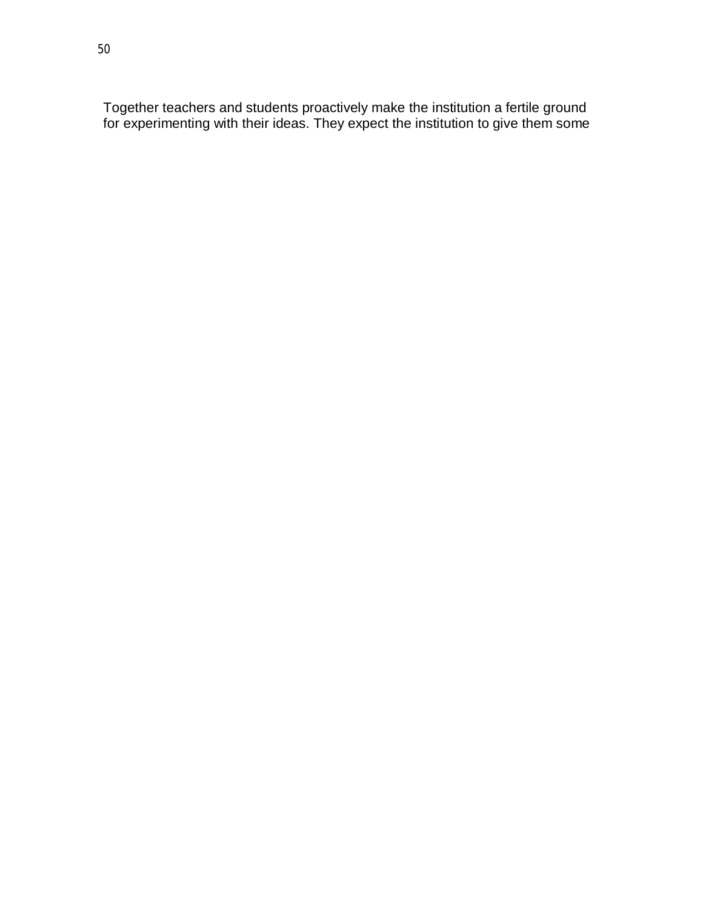Together teachers and students proactively make the institution a fertile ground for experimenting with their ideas. They expect the institution to give them some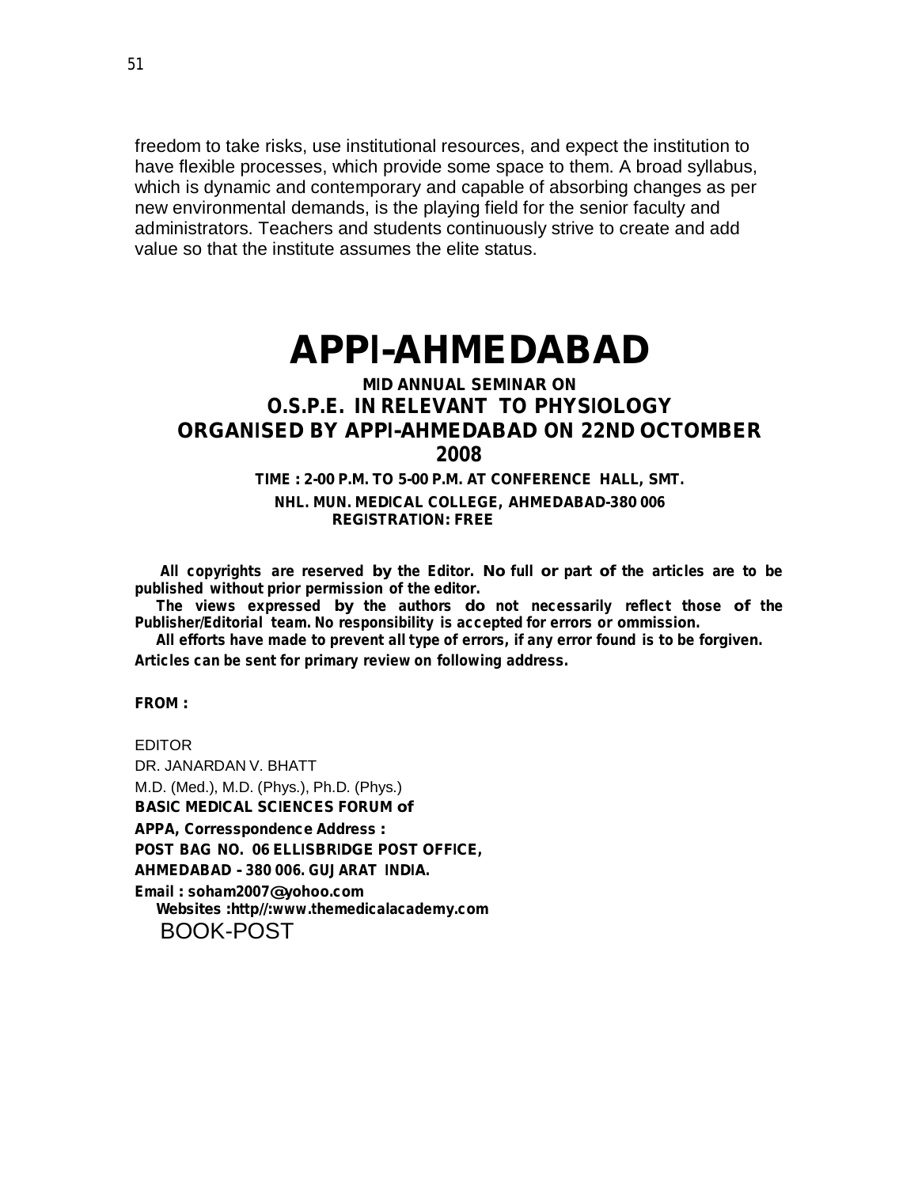freedom to take risks, use institutional resources, and expect the institution to have flexible processes, which provide some space to them. A broad syllabus, which is dynamic and contemporary and capable of absorbing changes as per new environmental demands, is the playing field for the senior faculty and administrators. Teachers and students continuously strive to create and add value so that the institute assumes the elite status.

# APPI-AHMEDABAD

**MID ANNUAL SEMINAR ON**

**O.S.P.E. IN RELEVANT TO PHYSIOLOGY**

**ORGANISED BY APPI-AHMEDABAD ON 22ND OCTOMBER 2008**

**TIME : 2-00 P.M. TO 5-00 P.M. AT CONFERENCE HALL, SMT.**

**NHL. MUN. MEDICAL COLLEGE, AHMEDABAD-380 006**

**REGISTRATION: FREE**

**All copyrights are reserved by the Editor. No full or part of the articles are to be published without prior permission of the editor.**

**The views expressed by the authors do not necessarily reflect those of the Publisher/Editorial team. No responsibility is accepted for errors or ommission.**

**All efforts have made to prevent all type of errors, if any error found is to be forgiven.**

**Articles can be sent for primary review on following address.**

**FROM :**

EDITOR

DR. JANARDAN V. BHATT

M.D. (Med.), M.D. (Phys.), Ph.D. (Phys.)

**BASIC MEDICAL SCIENCES FORUM of**

**APPA, Corresspondence Address :**

**POST BAG NO. 06 ELLISBRIDGE POST OFFICE,**

**AHMEDABAD - 380 006. GUJARAT INDIA.**

**Email : soham2007@yohoo.com**

**Websites :http//:www.themedicalacademy.com**

BOOK-POST